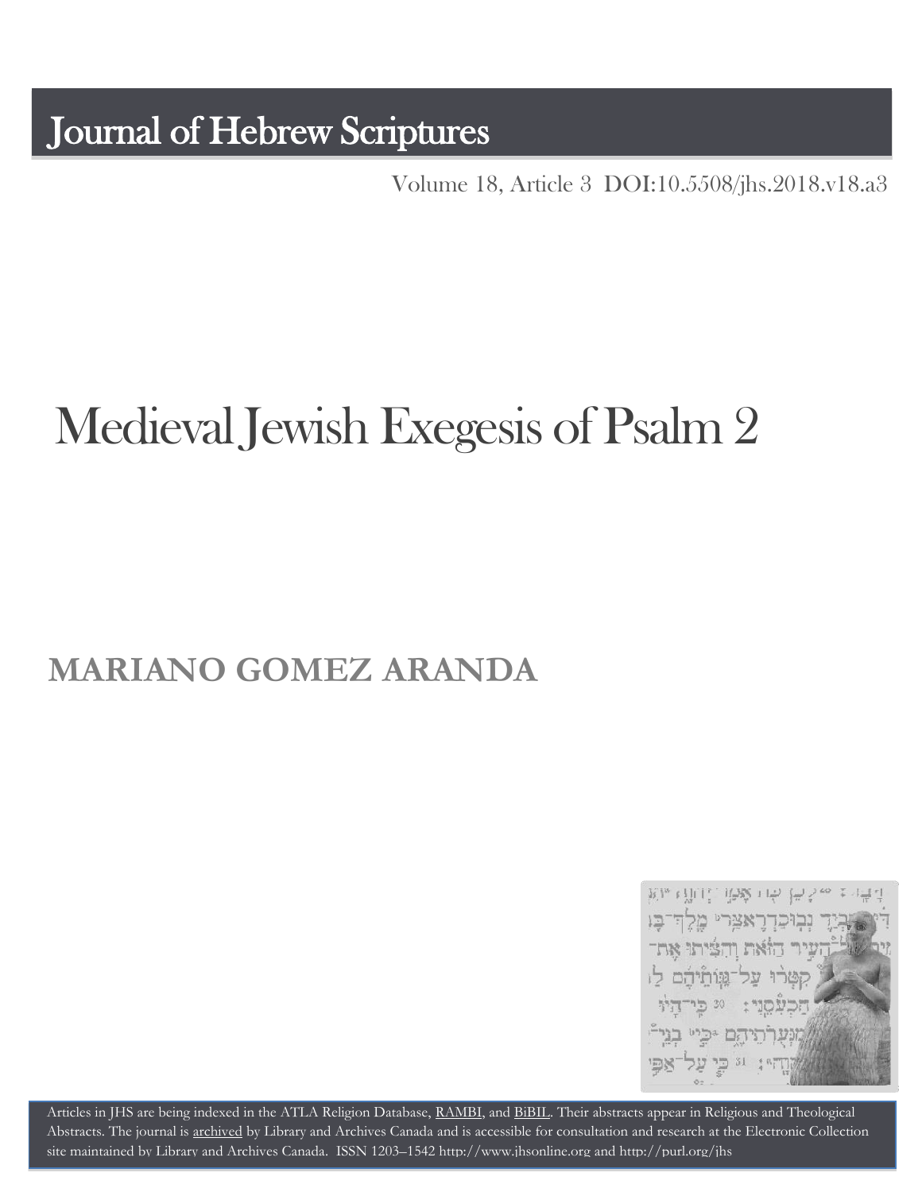# Journal of Hebrew Scriptures

Volume 18, Article 3 DOI:10.5508/jhs.2018.v18.a3

# Medieval Jewish Exegesis of Psalm 2

## MARIANO GOMEZ ARANDA

Articles in JHS are being indexed in the ATLA Religion Database, RAMBI, and BiBIL. Their abstracts appear in Religious and Theological Abstracts. The journal is archived by Library and Archives Canada and is accessible for consultation and research at the Electronic Collection site maintained by Library and Archives Canada. ISSN 1203–1542 http://www.jhsonline.org and http://purl.org/jhs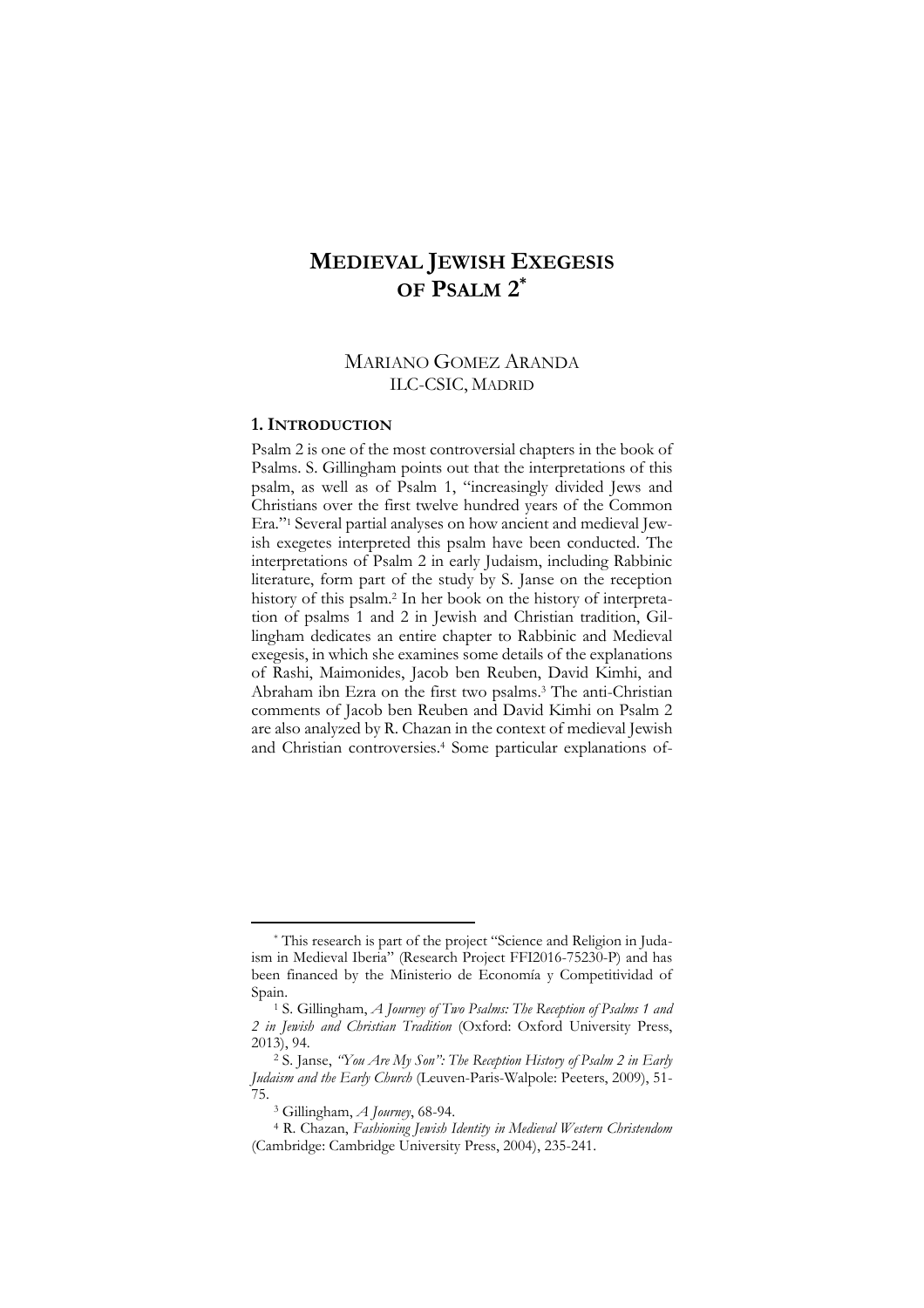# MEDIEVAL JEWISH EXEGESIS OF PSALM 2[*]

MARIANO GOMEZ ARANDA
ILC-CSIC, MADRID

## 1. INTRODUCTION

Psalm 2 is one of the most controversial chapters in the book of Psalms. S. Gillingham points out that the interpretations of this psalm, as well as of Psalm 1, "increasingly divided Jews and Christians over the first twelve hundred years of the Common Era."[1] Several partial analyses on how ancient and medieval Jewish exegetes interpreted this psalm have been conducted. The interpretations of Psalm 2 in early Judaism, including Rabbinic literature, form part of the study by S. Janse on the reception history of this psalm.[2] In her book on the history of interpretation of psalms 1 and 2 in Jewish and Christian tradition, Gillingham dedicates an entire chapter to Rabbinic and Medieval exegesis, in which she examines some details of the explanations of Rashi, Maimonides, Jacob ben Reuben, David Kimhi, and Abraham ibn Ezra on the first two psalms.[3] The anti-Christian comments of Jacob ben Reuben and David Kimhi on Psalm 2 are also analyzed by R. Chazan in the context of medieval Jewish and Christian controversies.[4] Some particular explanations of-

---

[*] This research is part of the project "Science and Religion in Judaism in Medieval Iberia" (Research Project FFI2016-75230-P) and has been financed by the Ministerio de Economía y Competitividad of Spain.

[1] S. Gillingham, *A Journey of Two Psalms: The Reception of Psalms 1 and 2 in Jewish and Christian Tradition* (Oxford: Oxford University Press, 2013), 94.

[2] S. Janse, *"You Are My Son": The Reception History of Psalm 2 in Early Judaism and the Early Church* (Leuven-Paris-Walpole: Peeters, 2009), 51-75.

[3] Gillingham, *A Journey*, 68-94.

[4] R. Chazan, *Fashioning Jewish Identity in Medieval Western Christendom* (Cambridge: Cambridge University Press, 2004), 235-241.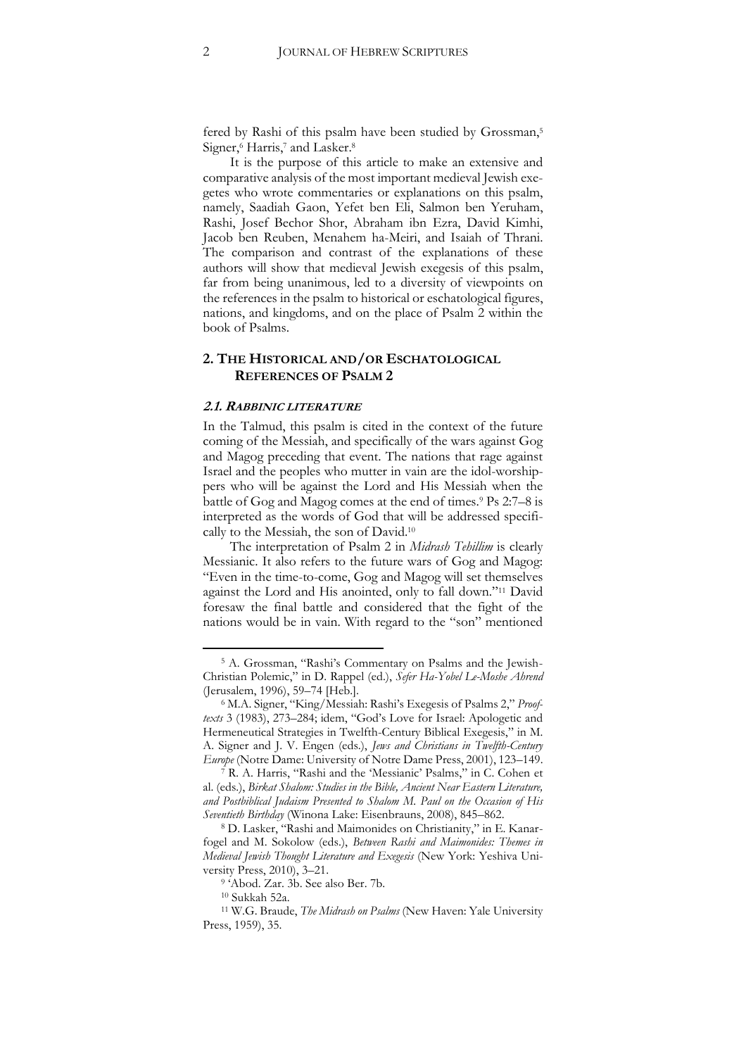fered by Rashi of this psalm have been studied by Grossman,[5] Signer,[6] Harris,[7] and Lasker.[8]

It is the purpose of this article to make an extensive and comparative analysis of the most important medieval Jewish exegetes who wrote commentaries or explanations on this psalm, namely, Saadiah Gaon, Yefet ben Eli, Salmon ben Yeruham, Rashi, Josef Bechor Shor, Abraham ibn Ezra, David Kimhi, Jacob ben Reuben, Menahem ha-Meiri, and Isaiah of Thrani. The comparison and contrast of the explanations of these authors will show that medieval Jewish exegesis of this psalm, far from being unanimous, led to a diversity of viewpoints on the references in the psalm to historical or eschatological figures, nations, and kingdoms, and on the place of Psalm 2 within the book of Psalms.

## 2. The Historical and/or Eschatological References of Psalm 2

### *2.1. Rabbinic literature*

In the Talmud, this psalm is cited in the context of the future coming of the Messiah, and specifically of the wars against Gog and Magog preceding that event. The nations that rage against Israel and the peoples who mutter in vain are the idol-worshippers who will be against the Lord and His Messiah when the battle of Gog and Magog comes at the end of times.[9] Ps 2:7–8 is interpreted as the words of God that will be addressed specifically to the Messiah, the son of David.[10]

The interpretation of Psalm 2 in *Midrash Tehillim* is clearly Messianic. It also refers to the future wars of Gog and Magog: "Even in the time-to-come, Gog and Magog will set themselves against the Lord and His anointed, only to fall down."[11] David foresaw the final battle and considered that the fight of the nations would be in vain. With regard to the "son" mentioned

---

[5] A. Grossman, "Rashi's Commentary on Psalms and the Jewish-Christian Polemic," in D. Rappel (ed.), *Sefer Ha-Yobel Le-Moshe Ahrend* (Jerusalem, 1996), 59–74 [Heb.].

[6] M.A. Signer, "King/Messiah: Rashi's Exegesis of Psalms 2," *Prooftexts* 3 (1983), 273–284; idem, "God's Love for Israel: Apologetic and Hermeneutical Strategies in Twelfth-Century Biblical Exegesis," in M. A. Signer and J. V. Engen (eds.), *Jews and Christians in Twelfth-Century Europe* (Notre Dame: University of Notre Dame Press, 2001), 123–149.

[7] R. A. Harris, "Rashi and the 'Messianic' Psalms," in C. Cohen et al. (eds.), *Birkat Shalom: Studies in the Bible, Ancient Near Eastern Literature, and Postbiblical Judaism Presented to Shalom M. Paul on the Occasion of His Seventieth Birthday* (Winona Lake: Eisenbrauns, 2008), 845–862.

[8] D. Lasker, "Rashi and Maimonides on Christianity," in E. Kanarfogel and M. Sokolow (eds.), *Between Rashi and Maimonides: Themes in Medieval Jewish Thought Literature and Exegesis* (New York: Yeshiva University Press, 2010), 3–21.

[9] 'Abod. Zar. 3b. See also Ber. 7b.

[10] Sukkah 52a.

[11] W.G. Braude, *The Midrash on Psalms* (New Haven: Yale University Press, 1959), 35.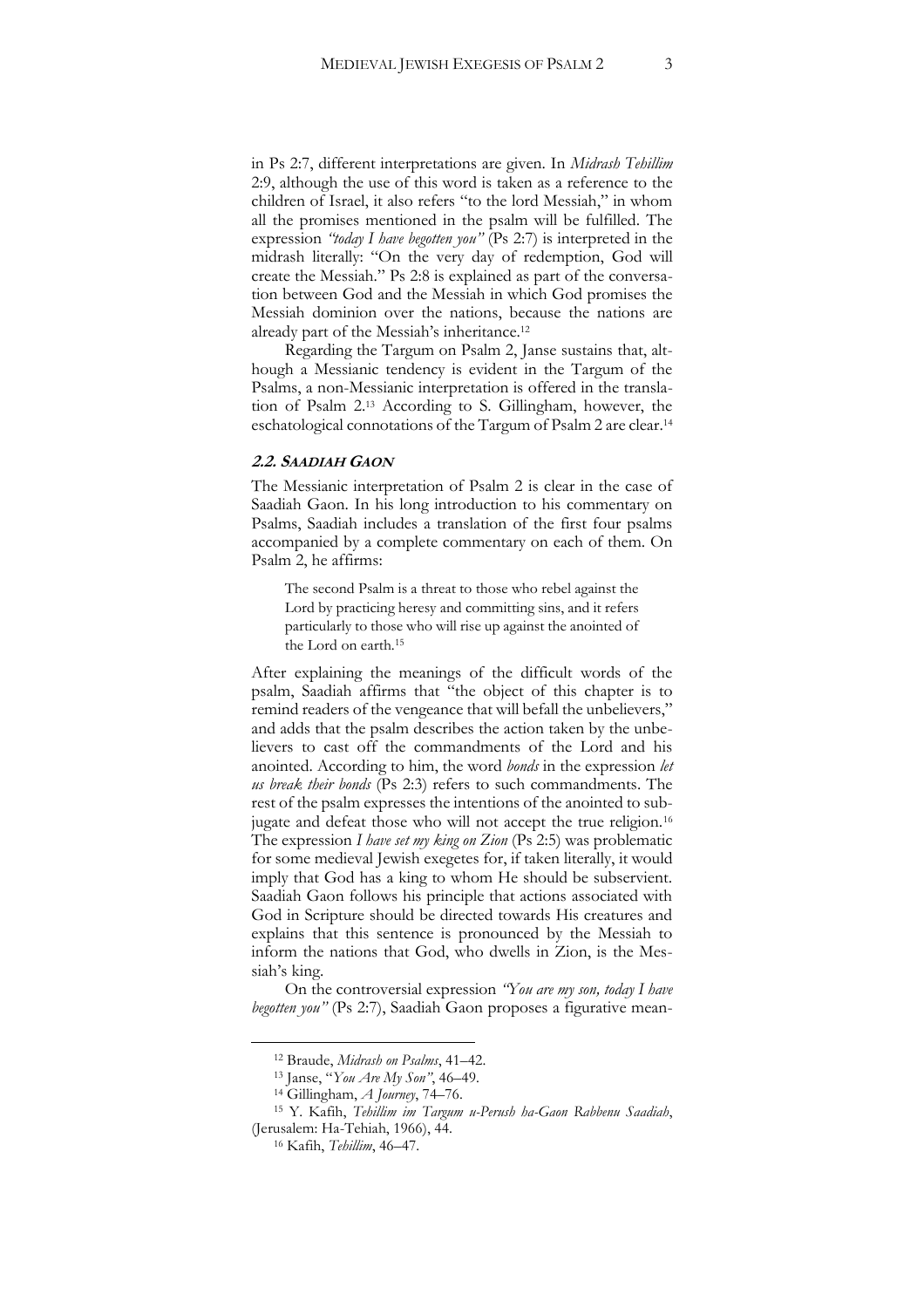in Ps 2:7, different interpretations are given. In *Midrash Tehillim* 2:9, although the use of this word is taken as a reference to the children of Israel, it also refers "to the lord Messiah," in whom all the promises mentioned in the psalm will be fulfilled. The expression *"today I have begotten you"* (Ps 2:7) is interpreted in the midrash literally: "On the very day of redemption, God will create the Messiah." Ps 2:8 is explained as part of the conversation between God and the Messiah in which God promises the Messiah dominion over the nations, because the nations are already part of the Messiah's inheritance.[12]

Regarding the Targum on Psalm 2, Janse sustains that, although a Messianic tendency is evident in the Targum of the Psalms, a non-Messianic interpretation is offered in the translation of Psalm 2.[13] According to S. Gillingham, however, the eschatological connotations of the Targum of Psalm 2 are clear.[14]

### 2.2. SAADIAH GAON

The Messianic interpretation of Psalm 2 is clear in the case of Saadiah Gaon. In his long introduction to his commentary on Psalms, Saadiah includes a translation of the first four psalms accompanied by a complete commentary on each of them. On Psalm 2, he affirms:

> The second Psalm is a threat to those who rebel against the Lord by practicing heresy and committing sins, and it refers particularly to those who will rise up against the anointed of the Lord on earth.[15]

After explaining the meanings of the difficult words of the psalm, Saadiah affirms that "the object of this chapter is to remind readers of the vengeance that will befall the unbelievers," and adds that the psalm describes the action taken by the unbelievers to cast off the commandments of the Lord and his anointed. According to him, the word *bonds* in the expression *let us break their bonds* (Ps 2:3) refers to such commandments. The rest of the psalm expresses the intentions of the anointed to subjugate and defeat those who will not accept the true religion.[16] The expression *I have set my king on Zion* (Ps 2:5) was problematic for some medieval Jewish exegetes for, if taken literally, it would imply that God has a king to whom He should be subservient. Saadiah Gaon follows his principle that actions associated with God in Scripture should be directed towards His creatures and explains that this sentence is pronounced by the Messiah to inform the nations that God, who dwells in Zion, is the Messiah's king.

On the controversial expression *"You are my son, today I have begotten you"* (Ps 2:7), Saadiah Gaon proposes a figurative mean-

---

[12] Braude, *Midrash on Psalms*, 41–42.

[13] Janse, "*You Are My Son*", 46–49.

[14] Gillingham, *A Journey*, 74–76.

[15] Y. Kafih, *Tehillim im Targum u-Perush ha-Gaon Rabbenu Saadiah*, (Jerusalem: Ha-Tehiah, 1966), 44.

[16] Kafih, *Tehillim*, 46–47.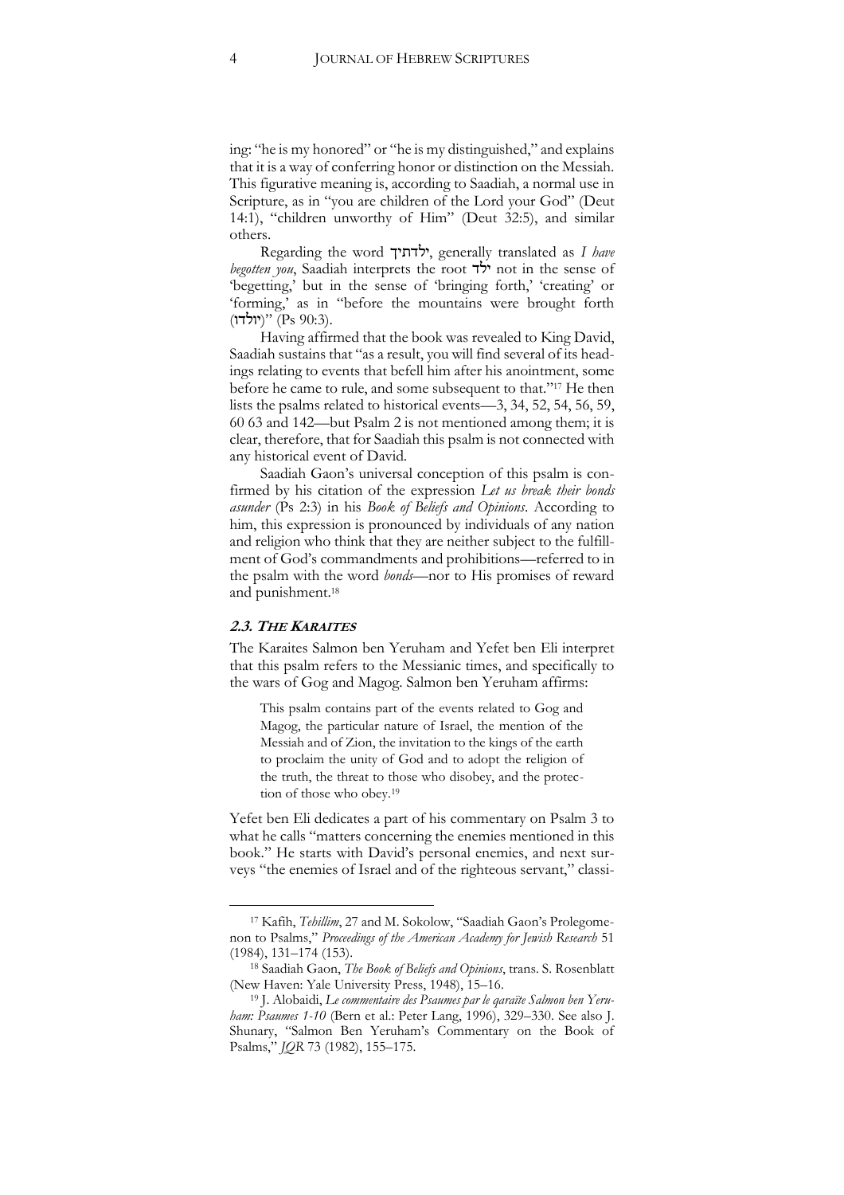ing: "he is my honored" or "he is my distinguished," and explains that it is a way of conferring honor or distinction on the Messiah. This figurative meaning is, according to Saadiah, a normal use in Scripture, as in "you are children of the Lord your God" (Deut 14:1), "children unworthy of Him" (Deut 32:5), and similar others.

Regarding the word ילדתיך, generally translated as *I have begotten you*, Saadiah interprets the root ילד not in the sense of 'begetting,' but in the sense of 'bringing forth,' 'creating' or 'forming,' as in "before the mountains were brought forth (יולדו)" (Ps 90:3).

Having affirmed that the book was revealed to King David, Saadiah sustains that "as a result, you will find several of its headings relating to events that befell him after his anointment, some before he came to rule, and some subsequent to that."[17] He then lists the psalms related to historical events—3, 34, 52, 54, 56, 59, 60 63 and 142—but Psalm 2 is not mentioned among them; it is clear, therefore, that for Saadiah this psalm is not connected with any historical event of David.

Saadiah Gaon's universal conception of this psalm is confirmed by his citation of the expression *Let us break their bonds asunder* (Ps 2:3) in his *Book of Beliefs and Opinions*. According to him, this expression is pronounced by individuals of any nation and religion who think that they are neither subject to the fulfillment of God's commandments and prohibitions—referred to in the psalm with the word *bonds*—nor to His promises of reward and punishment.[18]

### 2.3. The Karaites

The Karaites Salmon ben Yeruham and Yefet ben Eli interpret that this psalm refers to the Messianic times, and specifically to the wars of Gog and Magog. Salmon ben Yeruham affirms:

> This psalm contains part of the events related to Gog and Magog, the particular nature of Israel, the mention of the Messiah and of Zion, the invitation to the kings of the earth to proclaim the unity of God and to adopt the religion of the truth, the threat to those who disobey, and the protection of those who obey.[19]

Yefet ben Eli dedicates a part of his commentary on Psalm 3 to what he calls "matters concerning the enemies mentioned in this book." He starts with David's personal enemies, and next surveys "the enemies of Israel and of the righteous servant," classi-

---

[17] Kafih, *Tehillim*, 27 and M. Sokolow, "Saadiah Gaon's Prolegomenon to Psalms," *Proceedings of the American Academy for Jewish Research* 51 (1984), 131–174 (153).

[18] Saadiah Gaon, *The Book of Beliefs and Opinions*, trans. S. Rosenblatt (New Haven: Yale University Press, 1948), 15–16.

[19] J. Alobaidi, *Le commentaire des Psaumes par le qaraïte Salmon ben Yeruham: Psaumes 1-10* (Bern et al.: Peter Lang, 1996), 329–330. See also J. Shunary, "Salmon Ben Yeruham's Commentary on the Book of Psalms," *JQR* 73 (1982), 155–175.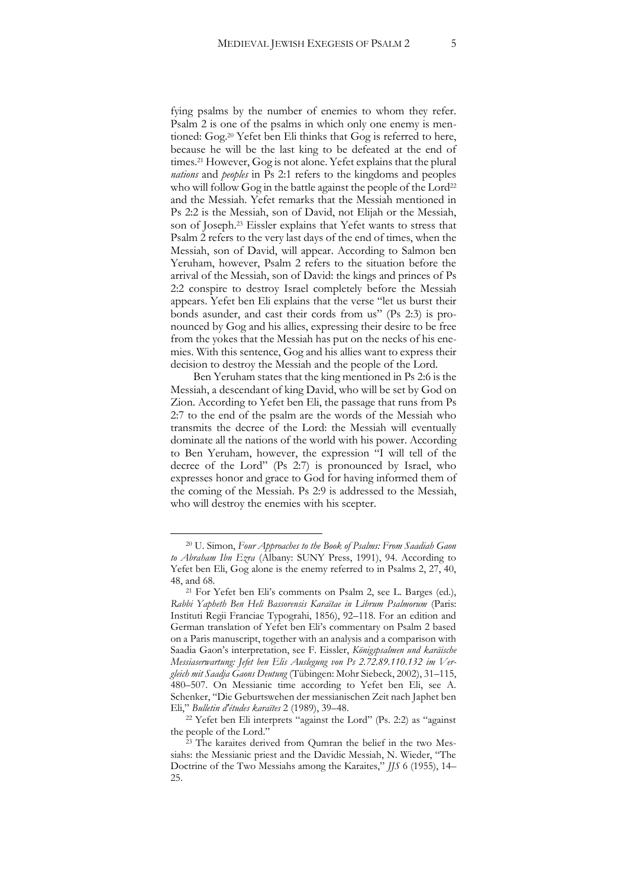fying psalms by the number of enemies to whom they refer. Psalm 2 is one of the psalms in which only one enemy is mentioned: Gog.[20] Yefet ben Eli thinks that Gog is referred to here, because he will be the last king to be defeated at the end of times.[21] However, Gog is not alone. Yefet explains that the plural *nations* and *peoples* in Ps 2:1 refers to the kingdoms and peoples who will follow Gog in the battle against the people of the Lord[22] and the Messiah. Yefet remarks that the Messiah mentioned in Ps 2:2 is the Messiah, son of David, not Elijah or the Messiah, son of Joseph.[23] Eissler explains that Yefet wants to stress that Psalm 2 refers to the very last days of the end of times, when the Messiah, son of David, will appear. According to Salmon ben Yeruham, however, Psalm 2 refers to the situation before the arrival of the Messiah, son of David: the kings and princes of Ps 2:2 conspire to destroy Israel completely before the Messiah appears. Yefet ben Eli explains that the verse "let us burst their bonds asunder, and cast their cords from us" (Ps 2:3) is pronounced by Gog and his allies, expressing their desire to be free from the yokes that the Messiah has put on the necks of his enemies. With this sentence, Gog and his allies want to express their decision to destroy the Messiah and the people of the Lord.

Ben Yeruham states that the king mentioned in Ps 2:6 is the Messiah, a descendant of king David, who will be set by God on Zion. According to Yefet ben Eli, the passage that runs from Ps 2:7 to the end of the psalm are the words of the Messiah who transmits the decree of the Lord: the Messiah will eventually dominate all the nations of the world with his power. According to Ben Yeruham, however, the expression "I will tell of the decree of the Lord" (Ps 2:7) is pronounced by Israel, who expresses honor and grace to God for having informed them of the coming of the Messiah. Ps 2:9 is addressed to the Messiah, who will destroy the enemies with his scepter.

---

[20] U. Simon, *Four Approaches to the Book of Psalms: From Saadiah Gaon to Abraham Ibn Ezra* (Albany: SUNY Press, 1991), 94. According to Yefet ben Eli, Gog alone is the enemy referred to in Psalms 2, 27, 40, 48, and 68.

[21] For Yefet ben Eli's comments on Psalm 2, see L. Barges (ed.), *Rabbi Yapheth Ben Heli Bassorensis Karaïtae in Librum Psalmorum* (Paris: Instituti Regii Franciae Typograhi, 1856), 92–118. For an edition and German translation of Yefet ben Eli's commentary on Psalm 2 based on a Paris manuscript, together with an analysis and a comparison with Saadia Gaon's interpretation, see F. Eissler, *Königspsalmen und karäische Messiaserwartung: Jefet ben Elis Auslegung von Ps 2.72.89.110.132 im Vergleich mit Saadja Gaons Deutung* (Tübingen: Mohr Siebeck, 2002), 31–115, 480–507. On Messianic time according to Yefet ben Eli, see A. Schenker, "Die Geburtswehen der messianischen Zeit nach Japhet ben Eli," *Bulletin d'études karaïtes* 2 (1989), 39–48.

[22] Yefet ben Eli interprets "against the Lord" (Ps. 2:2) as "against the people of the Lord."

[23] The karaites derived from Qumran the belief in the two Messiahs: the Messianic priest and the Davidic Messiah, N. Wieder, "The Doctrine of the Two Messiahs among the Karaites," *JJS* 6 (1955), 14–25.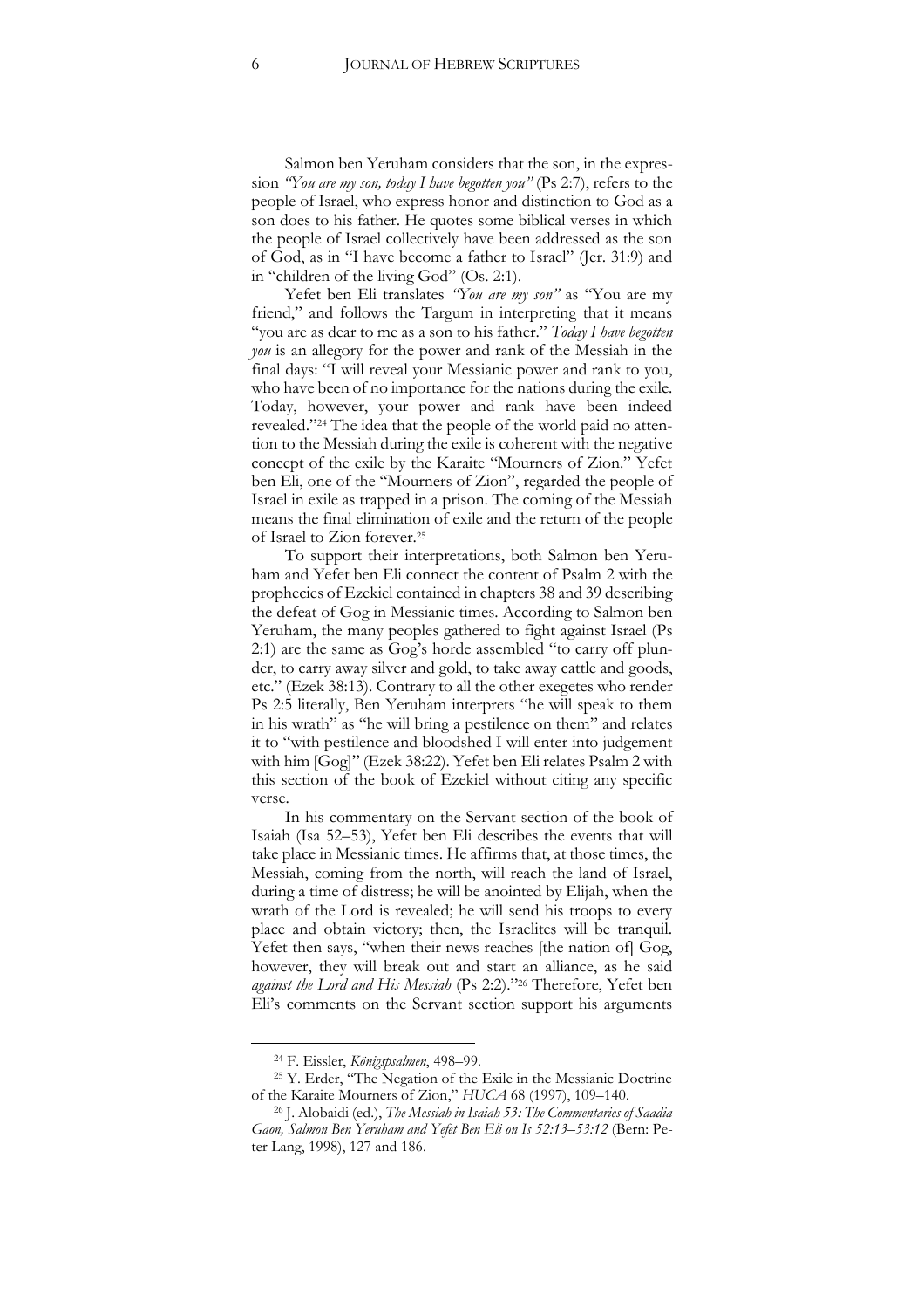Salmon ben Yeruham considers that the son, in the expression *"You are my son, today I have begotten you"* (Ps 2:7), refers to the people of Israel, who express honor and distinction to God as a son does to his father. He quotes some biblical verses in which the people of Israel collectively have been addressed as the son of God, as in "I have become a father to Israel" (Jer. 31:9) and in "children of the living God" (Os. 2:1).

Yefet ben Eli translates *"You are my son"* as "You are my friend," and follows the Targum in interpreting that it means "you are as dear to me as a son to his father." *Today I have begotten you* is an allegory for the power and rank of the Messiah in the final days: "I will reveal your Messianic power and rank to you, who have been of no importance for the nations during the exile. Today, however, your power and rank have been indeed revealed."[24] The idea that the people of the world paid no attention to the Messiah during the exile is coherent with the negative concept of the exile by the Karaite "Mourners of Zion." Yefet ben Eli, one of the "Mourners of Zion", regarded the people of Israel in exile as trapped in a prison. The coming of the Messiah means the final elimination of exile and the return of the people of Israel to Zion forever.[25]

To support their interpretations, both Salmon ben Yeruham and Yefet ben Eli connect the content of Psalm 2 with the prophecies of Ezekiel contained in chapters 38 and 39 describing the defeat of Gog in Messianic times. According to Salmon ben Yeruham, the many peoples gathered to fight against Israel (Ps 2:1) are the same as Gog's horde assembled "to carry off plunder, to carry away silver and gold, to take away cattle and goods, etc." (Ezek 38:13). Contrary to all the other exegetes who render Ps 2:5 literally, Ben Yeruham interprets "he will speak to them in his wrath" as "he will bring a pestilence on them" and relates it to "with pestilence and bloodshed I will enter into judgement with him [Gog]" (Ezek 38:22). Yefet ben Eli relates Psalm 2 with this section of the book of Ezekiel without citing any specific verse.

In his commentary on the Servant section of the book of Isaiah (Isa 52–53), Yefet ben Eli describes the events that will take place in Messianic times. He affirms that, at those times, the Messiah, coming from the north, will reach the land of Israel, during a time of distress; he will be anointed by Elijah, when the wrath of the Lord is revealed; he will send his troops to every place and obtain victory; then, the Israelites will be tranquil. Yefet then says, "when their news reaches [the nation of] Gog, however, they will break out and start an alliance, as he said *against the Lord and His Messiah* (Ps 2:2)."[26] Therefore, Yefet ben Eli's comments on the Servant section support his arguments

---

[24] F. Eissler, *Königspsalmen*, 498–99.

[25] Y. Erder, "The Negation of the Exile in the Messianic Doctrine of the Karaite Mourners of Zion," *HUCA* 68 (1997), 109–140.

[26] J. Alobaidi (ed.), *The Messiah in Isaiah 53: The Commentaries of Saadia Gaon, Salmon Ben Yeruham and Yefet Ben Eli on Is 52:13–53:12* (Bern: Peter Lang, 1998), 127 and 186.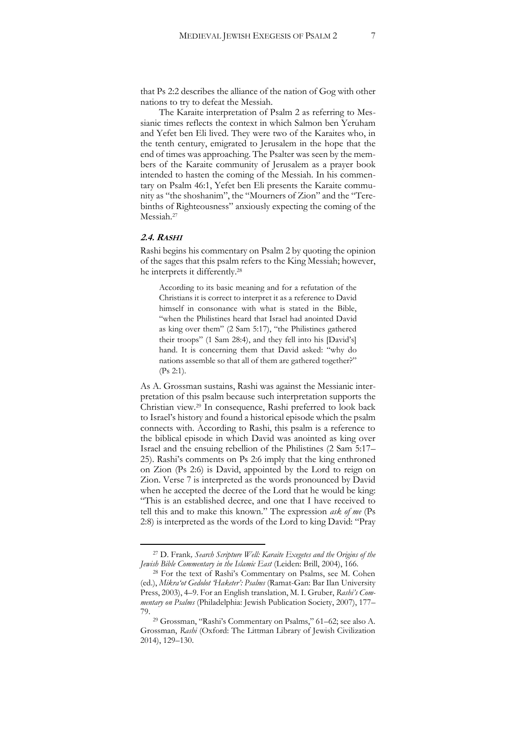that Ps 2:2 describes the alliance of the nation of Gog with other nations to try to defeat the Messiah.

The Karaite interpretation of Psalm 2 as referring to Messianic times reflects the context in which Salmon ben Yeruham and Yefet ben Eli lived. They were two of the Karaites who, in the tenth century, emigrated to Jerusalem in the hope that the end of times was approaching. The Psalter was seen by the members of the Karaite community of Jerusalem as a prayer book intended to hasten the coming of the Messiah. In his commentary on Psalm 46:1, Yefet ben Eli presents the Karaite community as "the shoshanim", the "Mourners of Zion" and the "Terebinths of Righteousness" anxiously expecting the coming of the Messiah.[27]

### 2.4. *Rashi*

Rashi begins his commentary on Psalm 2 by quoting the opinion of the sages that this psalm refers to the King Messiah; however, he interprets it differently.[28]

> According to its basic meaning and for a refutation of the Christians it is correct to interpret it as a reference to David himself in consonance with what is stated in the Bible, "when the Philistines heard that Israel had anointed David as king over them" (2 Sam 5:17), "the Philistines gathered their troops" (1 Sam 28:4), and they fell into his [David's] hand. It is concerning them that David asked: "why do nations assemble so that all of them are gathered together?" (Ps 2:1).

As A. Grossman sustains, Rashi was against the Messianic interpretation of this psalm because such interpretation supports the Christian view.[29] In consequence, Rashi preferred to look back to Israel's history and found a historical episode which the psalm connects with. According to Rashi, this psalm is a reference to the biblical episode in which David was anointed as king over Israel and the ensuing rebellion of the Philistines (2 Sam 5:17–25). Rashi's comments on Ps 2:6 imply that the king enthroned on Zion (Ps 2:6) is David, appointed by the Lord to reign on Zion. Verse 7 is interpreted as the words pronounced by David when he accepted the decree of the Lord that he would be king: "This is an established decree, and one that I have received to tell this and to make this known." The expression *ask of me* (Ps 2:8) is interpreted as the words of the Lord to king David: "Pray

---

[27] D. Frank, *Search Scripture Well: Karaite Exegetes and the Origins of the Jewish Bible Commentary in the Islamic East* (Leiden: Brill, 2004), 166.

[28] For the text of Rashi's Commentary on Psalms, see M. Cohen (ed.), *Mikra'ot Gedolot 'Haketer': Psalms* (Ramat-Gan: Bar Ilan University Press, 2003), 4–9. For an English translation, M. I. Gruber, *Rashi's Commentary on Psalms* (Philadelphia: Jewish Publication Society, 2007), 177–79.

[29] Grossman, "Rashi's Commentary on Psalms," 61–62; see also A. Grossman, *Rashi* (Oxford: The Littman Library of Jewish Civilization 2014), 129–130.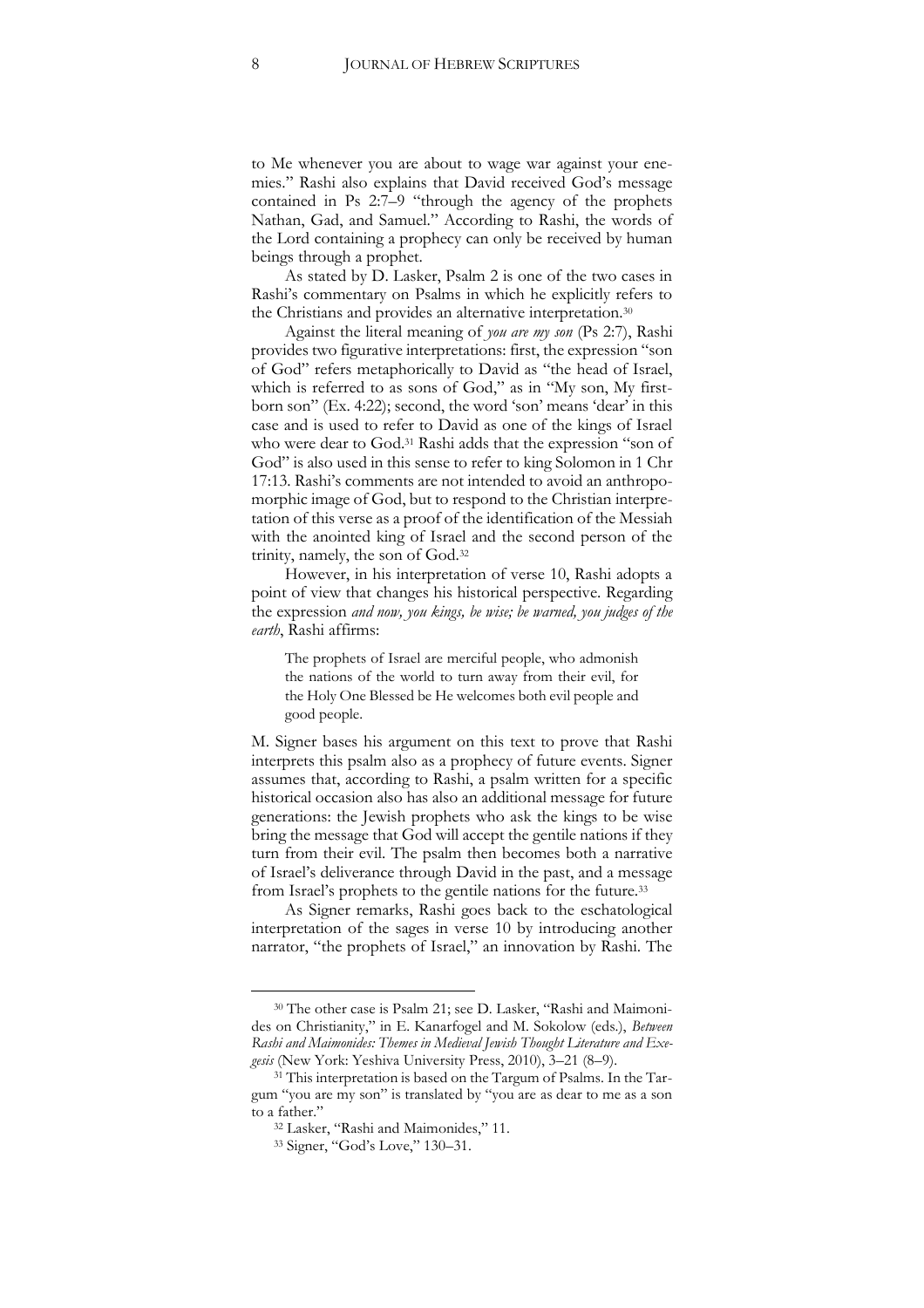to Me whenever you are about to wage war against your enemies." Rashi also explains that David received God's message contained in Ps 2:7–9 "through the agency of the prophets Nathan, Gad, and Samuel." According to Rashi, the words of the Lord containing a prophecy can only be received by human beings through a prophet.

As stated by D. Lasker, Psalm 2 is one of the two cases in Rashi's commentary on Psalms in which he explicitly refers to the Christians and provides an alternative interpretation.[30]

Against the literal meaning of *you are my son* (Ps 2:7), Rashi provides two figurative interpretations: first, the expression "son of God" refers metaphorically to David as "the head of Israel, which is referred to as sons of God," as in "My son, My firstborn son" (Ex. 4:22); second, the word 'son' means 'dear' in this case and is used to refer to David as one of the kings of Israel who were dear to God.[31] Rashi adds that the expression "son of God" is also used in this sense to refer to king Solomon in 1 Chr 17:13. Rashi's comments are not intended to avoid an anthropomorphic image of God, but to respond to the Christian interpretation of this verse as a proof of the identification of the Messiah with the anointed king of Israel and the second person of the trinity, namely, the son of God.[32]

However, in his interpretation of verse 10, Rashi adopts a point of view that changes his historical perspective. Regarding the expression *and now, you kings, be wise; be warned, you judges of the earth*, Rashi affirms:

> The prophets of Israel are merciful people, who admonish the nations of the world to turn away from their evil, for the Holy One Blessed be He welcomes both evil people and good people.

M. Signer bases his argument on this text to prove that Rashi interprets this psalm also as a prophecy of future events. Signer assumes that, according to Rashi, a psalm written for a specific historical occasion also has also an additional message for future generations: the Jewish prophets who ask the kings to be wise bring the message that God will accept the gentile nations if they turn from their evil. The psalm then becomes both a narrative of Israel's deliverance through David in the past, and a message from Israel's prophets to the gentile nations for the future.[33]

As Signer remarks, Rashi goes back to the eschatological interpretation of the sages in verse 10 by introducing another narrator, "the prophets of Israel," an innovation by Rashi. The

---

[30] The other case is Psalm 21; see D. Lasker, "Rashi and Maimonides on Christianity," in E. Kanarfogel and M. Sokolow (eds.), *Between Rashi and Maimonides: Themes in Medieval Jewish Thought Literature and Exegesis* (New York: Yeshiva University Press, 2010), 3–21 (8–9).

[31] This interpretation is based on the Targum of Psalms. In the Targum "you are my son" is translated by "you are as dear to me as a son to a father."

[32] Lasker, "Rashi and Maimonides," 11.

[33] Signer, "God's Love," 130–31.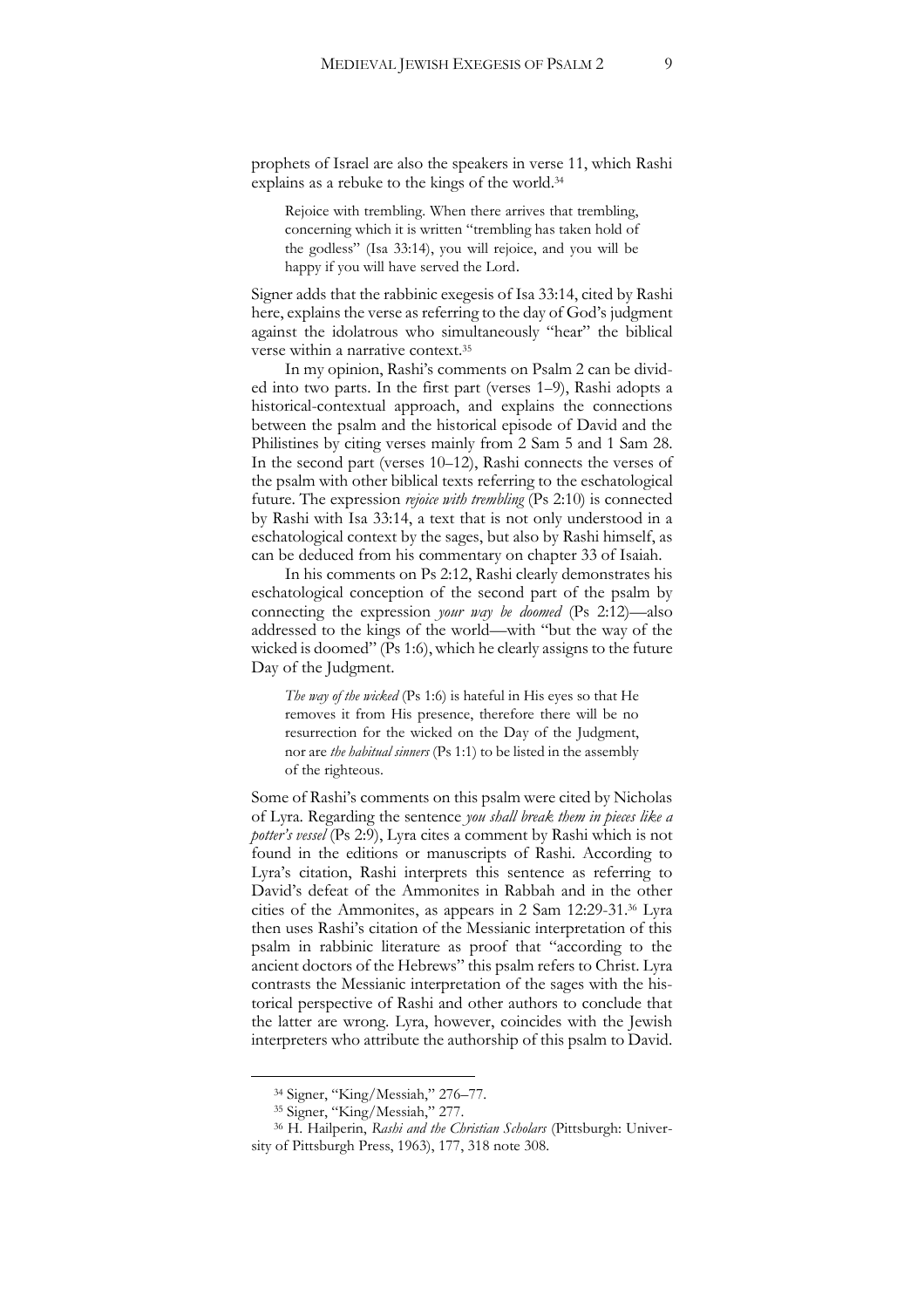prophets of Israel are also the speakers in verse 11, which Rashi explains as a rebuke to the kings of the world.[34]

> Rejoice with trembling. When there arrives that trembling, concerning which it is written "trembling has taken hold of the godless" (Isa 33:14), you will rejoice, and you will be happy if you will have served the Lord.

Signer adds that the rabbinic exegesis of Isa 33:14, cited by Rashi here, explains the verse as referring to the day of God's judgment against the idolatrous who simultaneously "hear" the biblical verse within a narrative context.[35]

In my opinion, Rashi's comments on Psalm 2 can be divided into two parts. In the first part (verses 1–9), Rashi adopts a historical-contextual approach, and explains the connections between the psalm and the historical episode of David and the Philistines by citing verses mainly from 2 Sam 5 and 1 Sam 28. In the second part (verses 10–12), Rashi connects the verses of the psalm with other biblical texts referring to the eschatological future. The expression *rejoice with trembling* (Ps 2:10) is connected by Rashi with Isa 33:14, a text that is not only understood in a eschatological context by the sages, but also by Rashi himself, as can be deduced from his commentary on chapter 33 of Isaiah.

In his comments on Ps 2:12, Rashi clearly demonstrates his eschatological conception of the second part of the psalm by connecting the expression *your way be doomed* (Ps 2:12)—also addressed to the kings of the world—with "but the way of the wicked is doomed" (Ps 1:6), which he clearly assigns to the future Day of the Judgment.

> *The way of the wicked* (Ps 1:6) is hateful in His eyes so that He removes it from His presence, therefore there will be no resurrection for the wicked on the Day of the Judgment, nor are *the habitual sinners* (Ps 1:1) to be listed in the assembly of the righteous.

Some of Rashi's comments on this psalm were cited by Nicholas of Lyra. Regarding the sentence *you shall break them in pieces like a potter's vessel* (Ps 2:9), Lyra cites a comment by Rashi which is not found in the editions or manuscripts of Rashi. According to Lyra's citation, Rashi interprets this sentence as referring to David's defeat of the Ammonites in Rabbah and in the other cities of the Ammonites, as appears in 2 Sam 12:29-31.[36] Lyra then uses Rashi's citation of the Messianic interpretation of this psalm in rabbinic literature as proof that "according to the ancient doctors of the Hebrews" this psalm refers to Christ. Lyra contrasts the Messianic interpretation of the sages with the historical perspective of Rashi and other authors to conclude that the latter are wrong. Lyra, however, coincides with the Jewish interpreters who attribute the authorship of this psalm to David.

---

[34] Signer, "King/Messiah," 276–77.

[35] Signer, "King/Messiah," 277.

[36] H. Hailperin, *Rashi and the Christian Scholars* (Pittsburgh: University of Pittsburgh Press, 1963), 177, 318 note 308.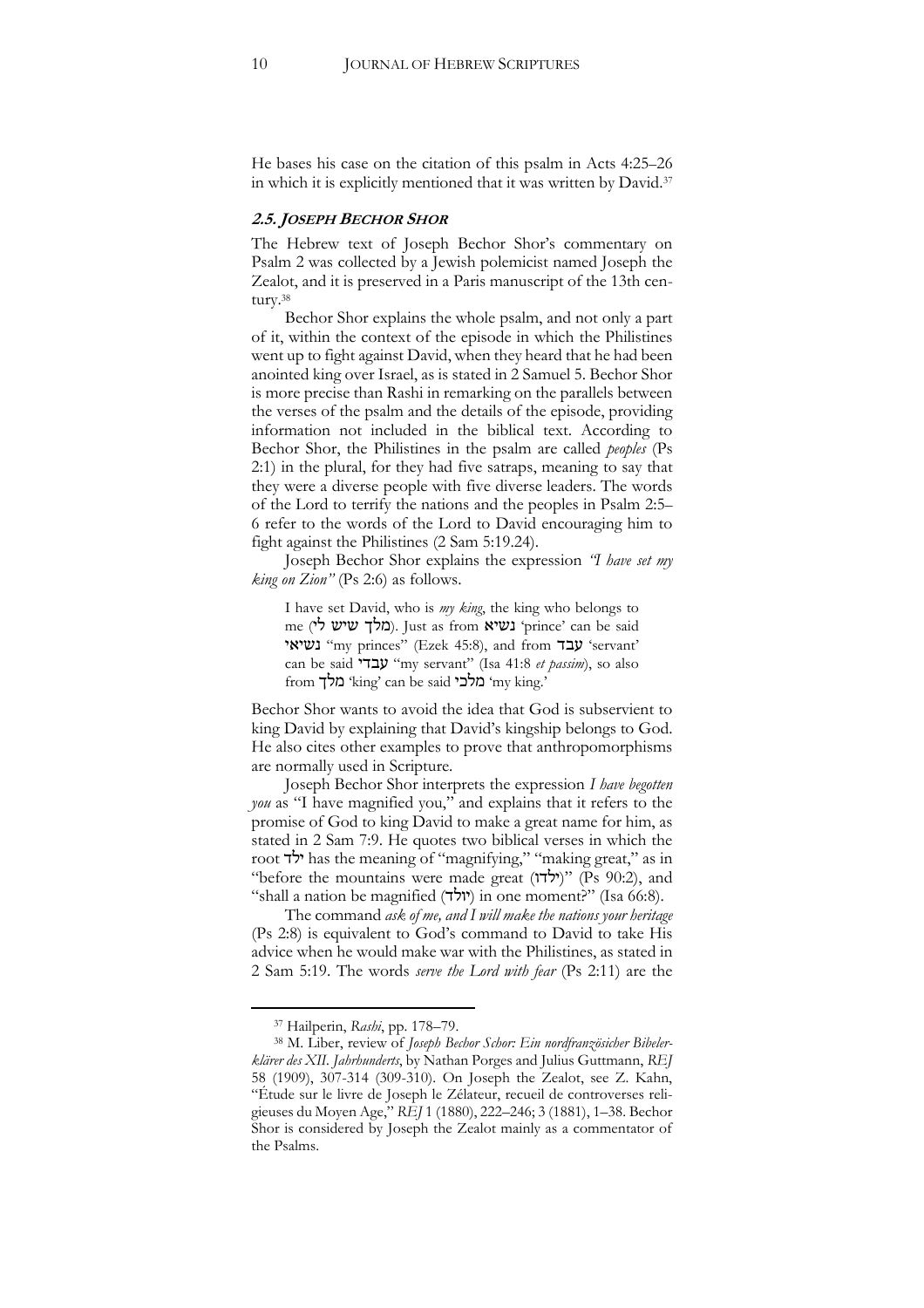He bases his case on the citation of this psalm in Acts 4:25–26 in which it is explicitly mentioned that it was written by David.[37]

### 2.5. JOSEPH BECHOR SHOR

The Hebrew text of Joseph Bechor Shor's commentary on Psalm 2 was collected by a Jewish polemicist named Joseph the Zealot, and it is preserved in a Paris manuscript of the 13th century.[38]

Bechor Shor explains the whole psalm, and not only a part of it, within the context of the episode in which the Philistines went up to fight against David, when they heard that he had been anointed king over Israel, as is stated in 2 Samuel 5. Bechor Shor is more precise than Rashi in remarking on the parallels between the verses of the psalm and the details of the episode, providing information not included in the biblical text. According to Bechor Shor, the Philistines in the psalm are called *peoples* (Ps 2:1) in the plural, for they had five satraps, meaning to say that they were a diverse people with five diverse leaders. The words of the Lord to terrify the nations and the peoples in Psalm 2:5–6 refer to the words of the Lord to David encouraging him to fight against the Philistines (2 Sam 5:19.24).

Joseph Bechor Shor explains the expression *"I have set my king on Zion"* (Ps 2:6) as follows.

> I have set David, who is *my king*, the king who belongs to me (מלך שיש לי). Just as from נשיא 'prince' can be said נשיאי "my princes" (Ezek 45:8), and from עבד 'servant' can be said עבדי "my servant" (Isa 41:8 *et passim*), so also from מלך 'king' can be said מלכי 'my king.'

Bechor Shor wants to avoid the idea that God is subservient to king David by explaining that David's kingship belongs to God. He also cites other examples to prove that anthropomorphisms are normally used in Scripture.

Joseph Bechor Shor interprets the expression *I have begotten you* as "I have magnified you," and explains that it refers to the promise of God to king David to make a great name for him, as stated in 2 Sam 7:9. He quotes two biblical verses in which the root ילד has the meaning of "magnifying," "making great," as in "before the mountains were made great (ילדו)" (Ps 90:2), and "shall a nation be magnified (יולד) in one moment?" (Isa 66:8).

The command *ask of me, and I will make the nations your heritage* (Ps 2:8) is equivalent to God's command to David to take His advice when he would make war with the Philistines, as stated in 2 Sam 5:19. The words *serve the Lord with fear* (Ps 2:11) are the

---

[37] Hailperin, *Rashi*, pp. 178–79.

[38] M. Liber, review of *Joseph Bechor Schor: Ein nordfranzösicher Bibelerklärer des XII. Jahrhunderts*, by Nathan Porges and Julius Guttmann, *REJ* 58 (1909), 307-314 (309-310). On Joseph the Zealot, see Z. Kahn, "Étude sur le livre de Joseph le Zélateur, recueil de controverses religieuses du Moyen Age," *REJ* 1 (1880), 222–246; 3 (1881), 1–38. Bechor Shor is considered by Joseph the Zealot mainly as a commentator of the Psalms.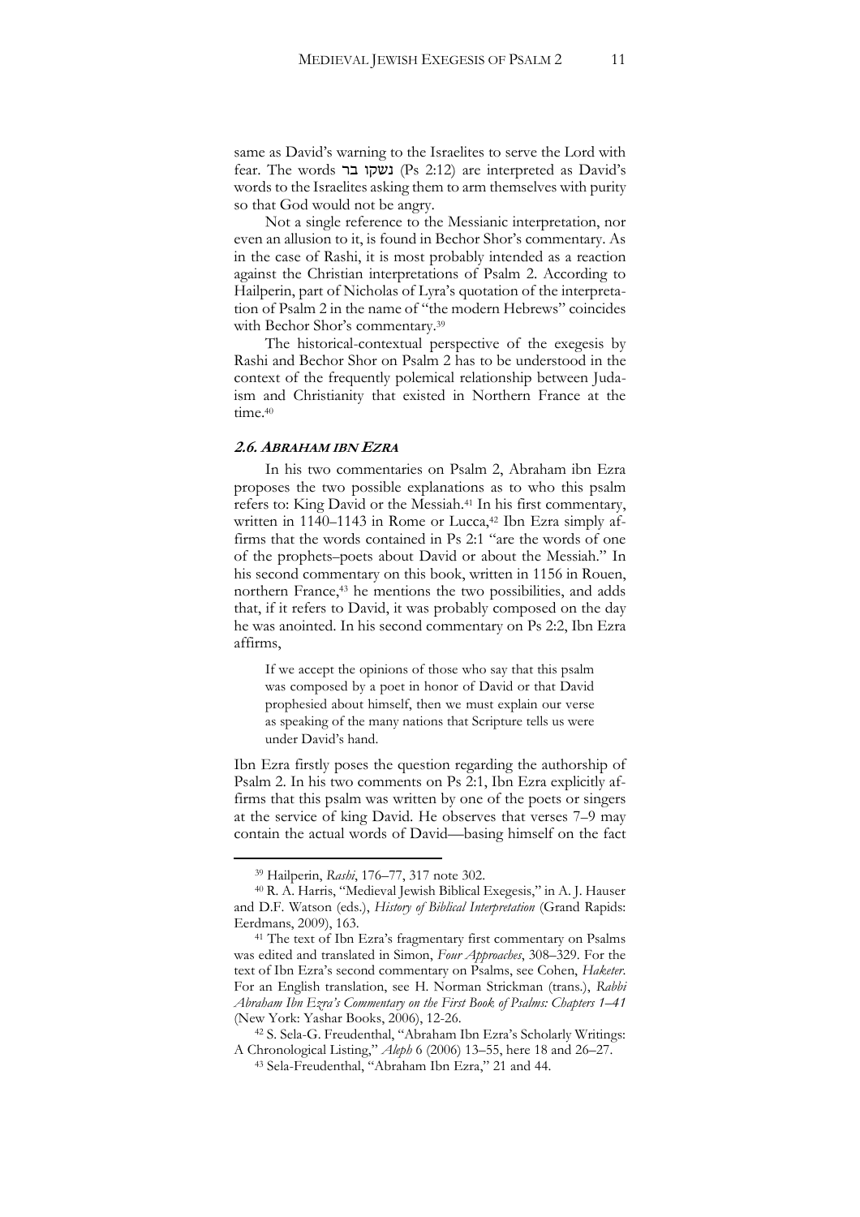same as David's warning to the Israelites to serve the Lord with fear. The words נשקו בר (Ps 2:12) are interpreted as David's words to the Israelites asking them to arm themselves with purity so that God would not be angry.

Not a single reference to the Messianic interpretation, nor even an allusion to it, is found in Bechor Shor's commentary. As in the case of Rashi, it is most probably intended as a reaction against the Christian interpretations of Psalm 2. According to Hailperin, part of Nicholas of Lyra's quotation of the interpretation of Psalm 2 in the name of "the modern Hebrews" coincides with Bechor Shor's commentary.[39]

The historical-contextual perspective of the exegesis by Rashi and Bechor Shor on Psalm 2 has to be understood in the context of the frequently polemical relationship between Judaism and Christianity that existed in Northern France at the time.[40]

### *2.6. Abraham ibn Ezra*

In his two commentaries on Psalm 2, Abraham ibn Ezra proposes the two possible explanations as to who this psalm refers to: King David or the Messiah.[41] In his first commentary, written in 1140–1143 in Rome or Lucca,[42] Ibn Ezra simply affirms that the words contained in Ps 2:1 "are the words of one of the prophets–poets about David or about the Messiah." In his second commentary on this book, written in 1156 in Rouen, northern France,[43] he mentions the two possibilities, and adds that, if it refers to David, it was probably composed on the day he was anointed. In his second commentary on Ps 2:2, Ibn Ezra affirms,

> If we accept the opinions of those who say that this psalm was composed by a poet in honor of David or that David prophesied about himself, then we must explain our verse as speaking of the many nations that Scripture tells us were under David's hand.

Ibn Ezra firstly poses the question regarding the authorship of Psalm 2. In his two comments on Ps 2:1, Ibn Ezra explicitly affirms that this psalm was written by one of the poets or singers at the service of king David. He observes that verses 7–9 may contain the actual words of David—basing himself on the fact

---

[39] Hailperin, *Rashi*, 176–77, 317 note 302.

[40] R. A. Harris, "Medieval Jewish Biblical Exegesis," in A. J. Hauser and D.F. Watson (eds.), *History of Biblical Interpretation* (Grand Rapids: Eerdmans, 2009), 163.

[41] The text of Ibn Ezra's fragmentary first commentary on Psalms was edited and translated in Simon, *Four Approaches*, 308–329. For the text of Ibn Ezra's second commentary on Psalms, see Cohen, *Haketer*. For an English translation, see H. Norman Strickman (trans.), *Rabbi Abraham Ibn Ezra's Commentary on the First Book of Psalms: Chapters 1–41* (New York: Yashar Books, 2006), 12-26.

[42] S. Sela-G. Freudenthal, "Abraham Ibn Ezra's Scholarly Writings: A Chronological Listing," *Aleph* 6 (2006) 13–55, here 18 and 26–27.

[43] Sela-Freudenthal, "Abraham Ibn Ezra," 21 and 44.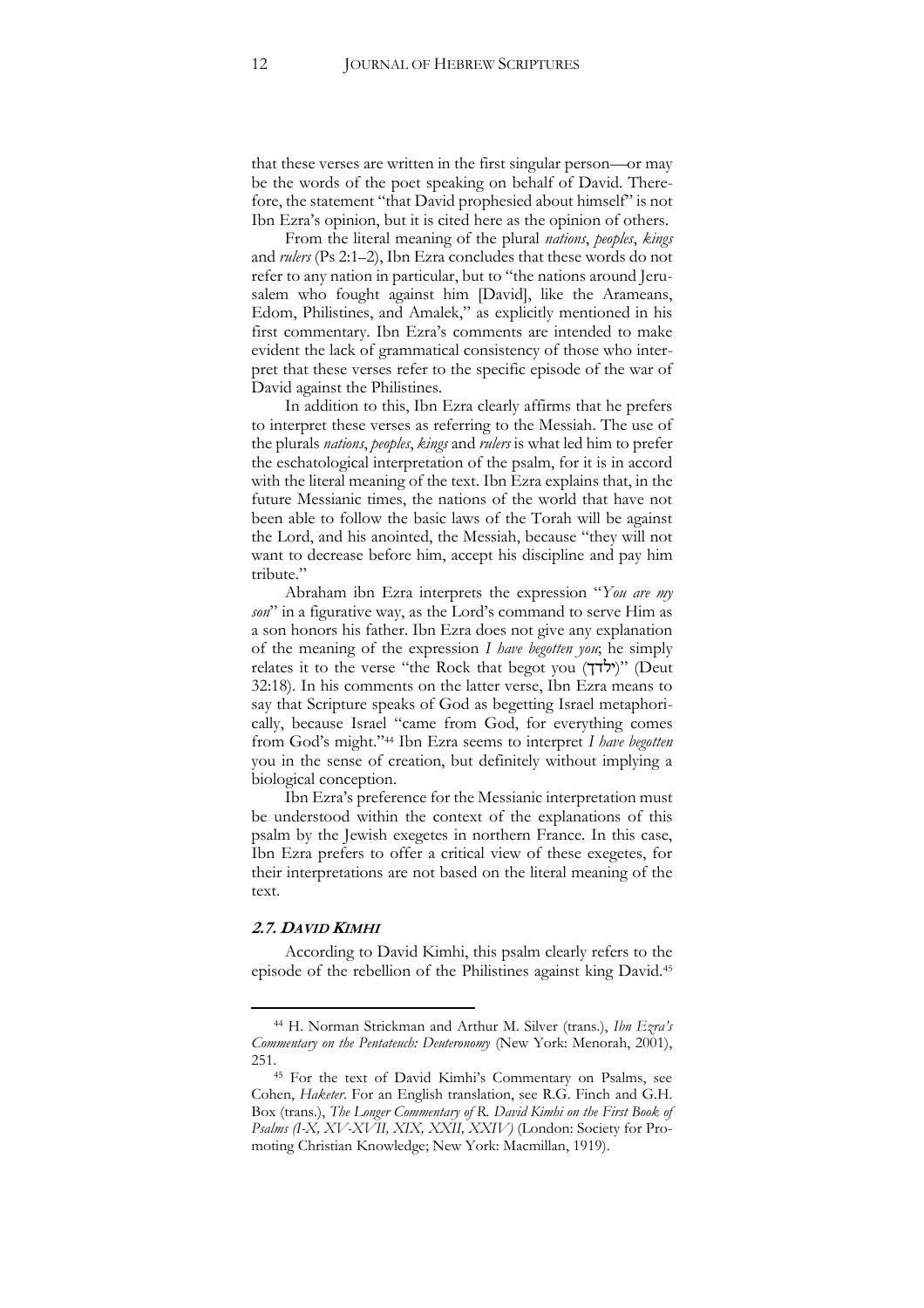that these verses are written in the first singular person—or may be the words of the poet speaking on behalf of David. Therefore, the statement "that David prophesied about himself" is not Ibn Ezra's opinion, but it is cited here as the opinion of others.

From the literal meaning of the plural *nations*, *peoples*, *kings* and *rulers* (Ps 2:1–2), Ibn Ezra concludes that these words do not refer to any nation in particular, but to "the nations around Jerusalem who fought against him [David], like the Arameans, Edom, Philistines, and Amalek," as explicitly mentioned in his first commentary. Ibn Ezra's comments are intended to make evident the lack of grammatical consistency of those who interpret that these verses refer to the specific episode of the war of David against the Philistines.

In addition to this, Ibn Ezra clearly affirms that he prefers to interpret these verses as referring to the Messiah. The use of the plurals *nations*, *peoples*, *kings* and *rulers* is what led him to prefer the eschatological interpretation of the psalm, for it is in accord with the literal meaning of the text. Ibn Ezra explains that, in the future Messianic times, the nations of the world that have not been able to follow the basic laws of the Torah will be against the Lord, and his anointed, the Messiah, because "they will not want to decrease before him, accept his discipline and pay him tribute."

Abraham ibn Ezra interprets the expression "*You are my son*" in a figurative way, as the Lord's command to serve Him as a son honors his father. Ibn Ezra does not give any explanation of the meaning of the expression *I have begotten you*; he simply relates it to the verse "the Rock that begot you (ילדך)" (Deut 32:18). In his comments on the latter verse, Ibn Ezra means to say that Scripture speaks of God as begetting Israel metaphorically, because Israel "came from God, for everything comes from God's might."[44] Ibn Ezra seems to interpret *I have begotten* you in the sense of creation, but definitely without implying a biological conception.

Ibn Ezra's preference for the Messianic interpretation must be understood within the context of the explanations of this psalm by the Jewish exegetes in northern France. In this case, Ibn Ezra prefers to offer a critical view of these exegetes, for their interpretations are not based on the literal meaning of the text.

### *2.7. DAVID KIMHI*

According to David Kimhi, this psalm clearly refers to the episode of the rebellion of the Philistines against king David.[45]

---

[44] H. Norman Strickman and Arthur M. Silver (trans.), *Ibn Ezra's Commentary on the Pentateuch: Deuteronomy* (New York: Menorah, 2001), 251.

[45] For the text of David Kimhi's Commentary on Psalms, see Cohen, *Haketer*. For an English translation, see R.G. Finch and G.H. Box (trans.), *The Longer Commentary of R. David Kimhi on the First Book of Psalms (I-X, XV-XVII, XIX, XXII, XXIV)* (London: Society for Promoting Christian Knowledge; New York: Macmillan, 1919).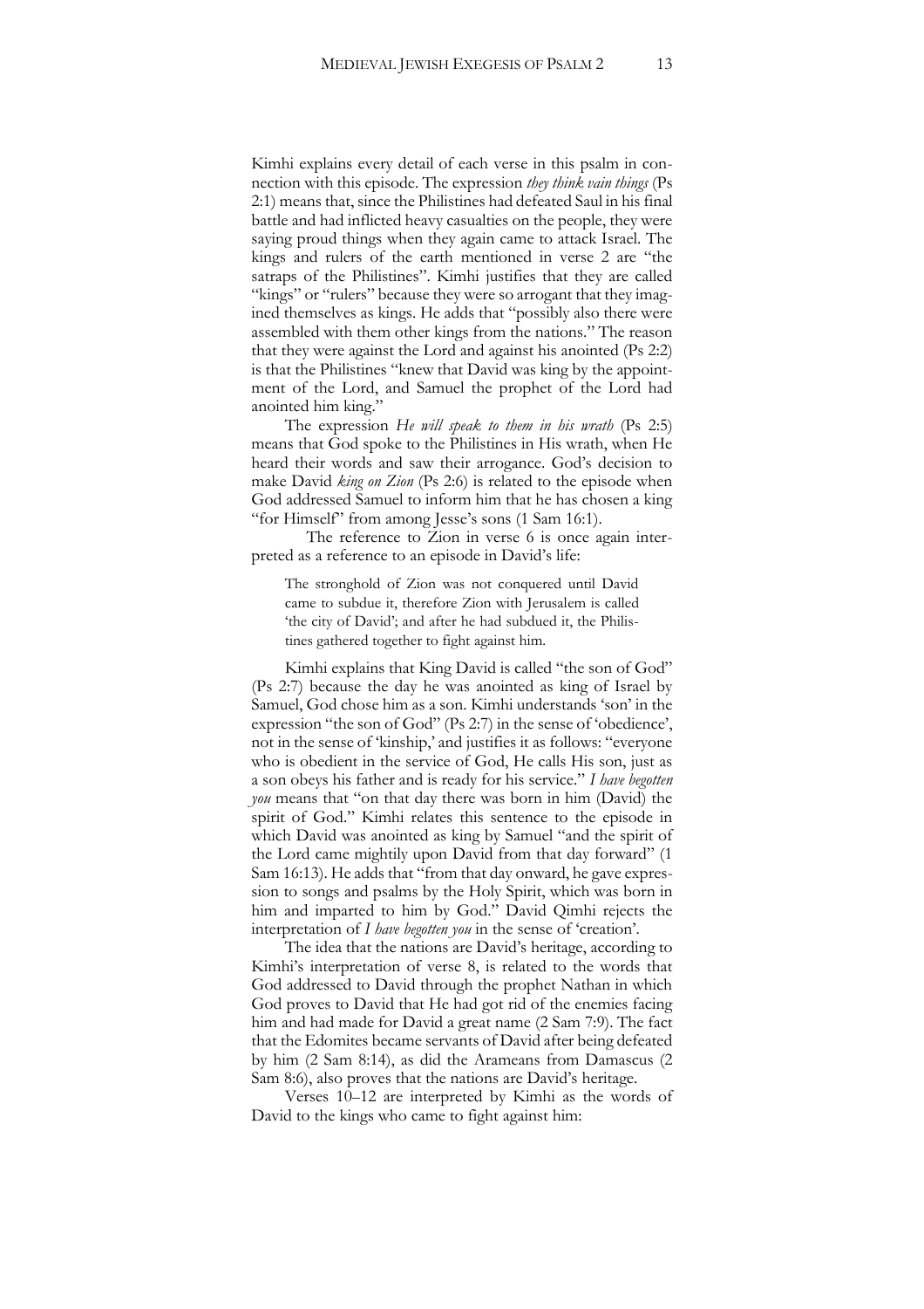Kimhi explains every detail of each verse in this psalm in connection with this episode. The expression *they think vain things* (Ps 2:1) means that, since the Philistines had defeated Saul in his final battle and had inflicted heavy casualties on the people, they were saying proud things when they again came to attack Israel. The kings and rulers of the earth mentioned in verse 2 are "the satraps of the Philistines". Kimhi justifies that they are called "kings" or "rulers" because they were so arrogant that they imagined themselves as kings. He adds that "possibly also there were assembled with them other kings from the nations." The reason that they were against the Lord and against his anointed (Ps 2:2) is that the Philistines "knew that David was king by the appointment of the Lord, and Samuel the prophet of the Lord had anointed him king."

The expression *He will speak to them in his wrath* (Ps 2:5) means that God spoke to the Philistines in His wrath, when He heard their words and saw their arrogance. God's decision to make David *king on Zion* (Ps 2:6) is related to the episode when God addressed Samuel to inform him that he has chosen a king "for Himself" from among Jesse's sons (1 Sam 16:1).

The reference to Zion in verse 6 is once again interpreted as a reference to an episode in David's life:

> The stronghold of Zion was not conquered until David came to subdue it, therefore Zion with Jerusalem is called 'the city of David'; and after he had subdued it, the Philistines gathered together to fight against him.

Kimhi explains that King David is called "the son of God" (Ps 2:7) because the day he was anointed as king of Israel by Samuel, God chose him as a son. Kimhi understands 'son' in the expression "the son of God" (Ps 2:7) in the sense of 'obedience', not in the sense of 'kinship,' and justifies it as follows: "everyone who is obedient in the service of God, He calls His son, just as a son obeys his father and is ready for his service." *I have begotten you* means that "on that day there was born in him (David) the spirit of God." Kimhi relates this sentence to the episode in which David was anointed as king by Samuel "and the spirit of the Lord came mightily upon David from that day forward" (1 Sam 16:13). He adds that "from that day onward, he gave expression to songs and psalms by the Holy Spirit, which was born in him and imparted to him by God." David Qimhi rejects the interpretation of *I have begotten you* in the sense of 'creation'.

The idea that the nations are David's heritage, according to Kimhi's interpretation of verse 8, is related to the words that God addressed to David through the prophet Nathan in which God proves to David that He had got rid of the enemies facing him and had made for David a great name (2 Sam 7:9). The fact that the Edomites became servants of David after being defeated by him (2 Sam 8:14), as did the Arameans from Damascus (2 Sam 8:6), also proves that the nations are David's heritage.

Verses 10–12 are interpreted by Kimhi as the words of David to the kings who came to fight against him: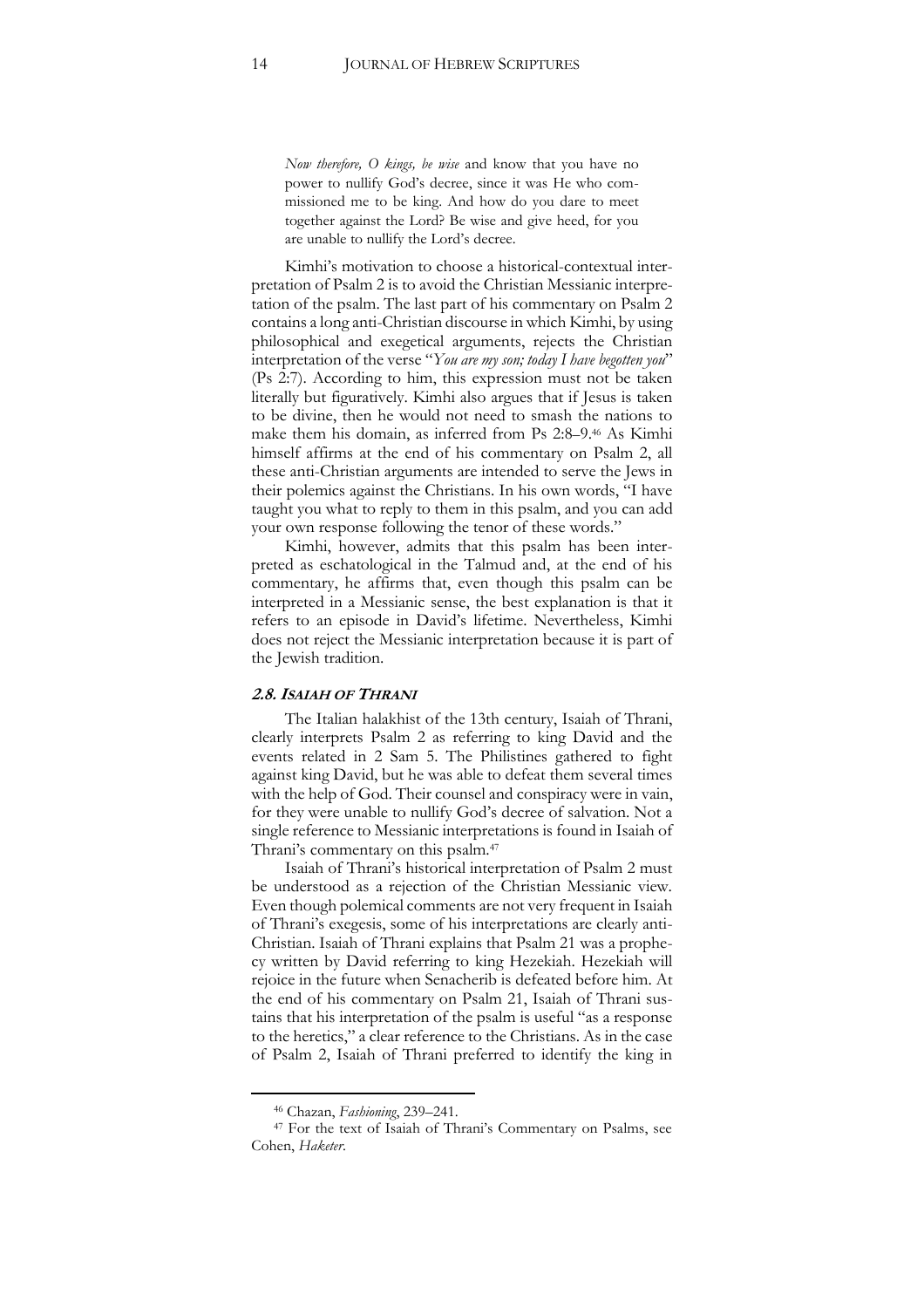> *Now therefore, O kings, be wise* and know that you have no power to nullify God's decree, since it was He who commissioned me to be king. And how do you dare to meet together against the Lord? Be wise and give heed, for you are unable to nullify the Lord's decree.

Kimhi's motivation to choose a historical-contextual interpretation of Psalm 2 is to avoid the Christian Messianic interpretation of the psalm. The last part of his commentary on Psalm 2 contains a long anti-Christian discourse in which Kimhi, by using philosophical and exegetical arguments, rejects the Christian interpretation of the verse "*You are my son; today I have begotten you*" (Ps 2:7). According to him, this expression must not be taken literally but figuratively. Kimhi also argues that if Jesus is taken to be divine, then he would not need to smash the nations to make them his domain, as inferred from Ps 2:8–9.[46] As Kimhi himself affirms at the end of his commentary on Psalm 2, all these anti-Christian arguments are intended to serve the Jews in their polemics against the Christians. In his own words, "I have taught you what to reply to them in this psalm, and you can add your own response following the tenor of these words."

Kimhi, however, admits that this psalm has been interpreted as eschatological in the Talmud and, at the end of his commentary, he affirms that, even though this psalm can be interpreted in a Messianic sense, the best explanation is that it refers to an episode in David's lifetime. Nevertheless, Kimhi does not reject the Messianic interpretation because it is part of the Jewish tradition.

### *2.8. Isaiah of Thrani*

The Italian halakhist of the 13th century, Isaiah of Thrani, clearly interprets Psalm 2 as referring to king David and the events related in 2 Sam 5. The Philistines gathered to fight against king David, but he was able to defeat them several times with the help of God. Their counsel and conspiracy were in vain, for they were unable to nullify God's decree of salvation. Not a single reference to Messianic interpretations is found in Isaiah of Thrani's commentary on this psalm.[47]

Isaiah of Thrani's historical interpretation of Psalm 2 must be understood as a rejection of the Christian Messianic view. Even though polemical comments are not very frequent in Isaiah of Thrani's exegesis, some of his interpretations are clearly anti-Christian. Isaiah of Thrani explains that Psalm 21 was a prophecy written by David referring to king Hezekiah. Hezekiah will rejoice in the future when Senacherib is defeated before him. At the end of his commentary on Psalm 21, Isaiah of Thrani sustains that his interpretation of the psalm is useful "as a response to the heretics," a clear reference to the Christians. As in the case of Psalm 2, Isaiah of Thrani preferred to identify the king in

---

[46] Chazan, *Fashioning*, 239–241.

[47] For the text of Isaiah of Thrani's Commentary on Psalms, see Cohen, *Haketer*.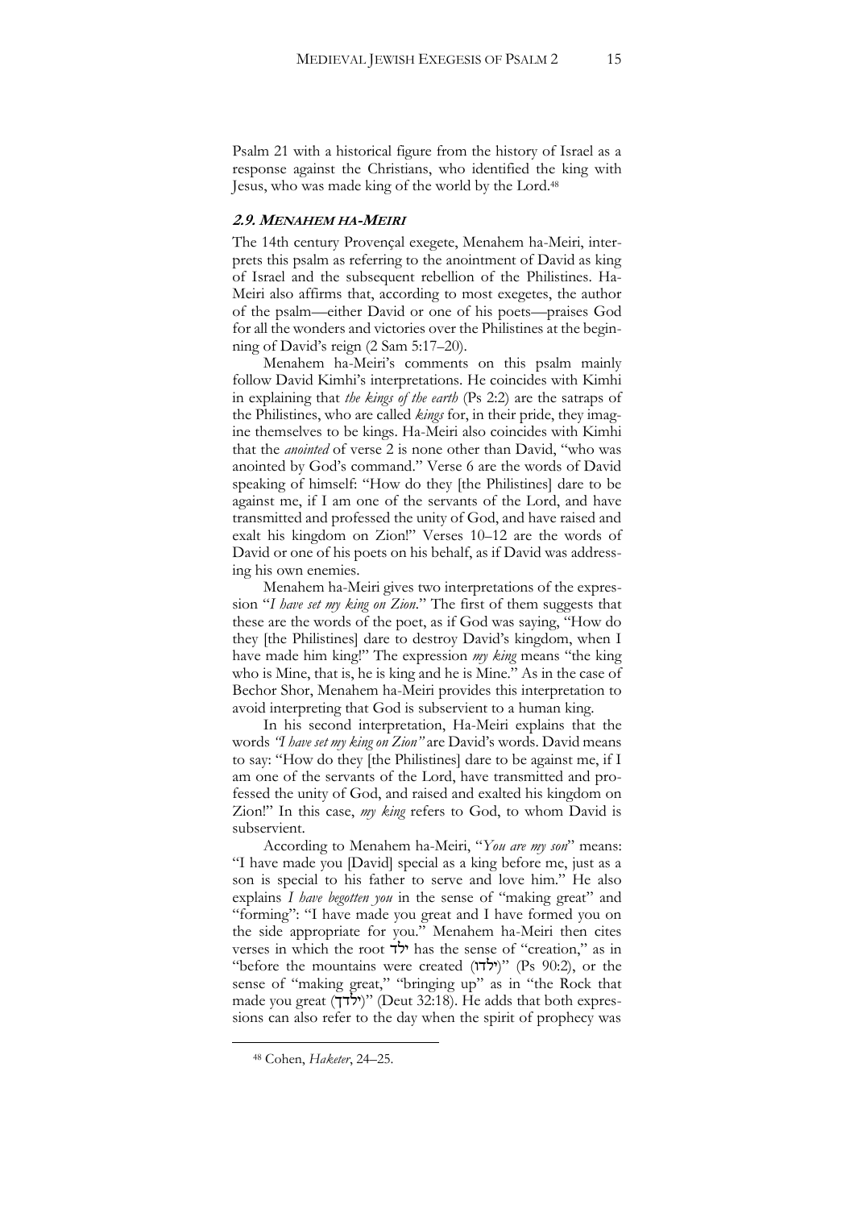Psalm 21 with a historical figure from the history of Israel as a response against the Christians, who identified the king with Jesus, who was made king of the world by the Lord.[48]

### *2.9. Menahem ha-Meiri*

The 14th century Provençal exegete, Menahem ha-Meiri, interprets this psalm as referring to the anointment of David as king of Israel and the subsequent rebellion of the Philistines. Ha-Meiri also affirms that, according to most exegetes, the author of the psalm—either David or one of his poets—praises God for all the wonders and victories over the Philistines at the beginning of David's reign (2 Sam 5:17–20).

Menahem ha-Meiri's comments on this psalm mainly follow David Kimhi's interpretations. He coincides with Kimhi in explaining that *the kings of the earth* (Ps 2:2) are the satraps of the Philistines, who are called *kings* for, in their pride, they imagine themselves to be kings. Ha-Meiri also coincides with Kimhi that the *anointed* of verse 2 is none other than David, "who was anointed by God's command." Verse 6 are the words of David speaking of himself: "How do they [the Philistines] dare to be against me, if I am one of the servants of the Lord, and have transmitted and professed the unity of God, and have raised and exalt his kingdom on Zion!" Verses 10–12 are the words of David or one of his poets on his behalf, as if David was addressing his own enemies.

Menahem ha-Meiri gives two interpretations of the expression "*I have set my king on Zion*." The first of them suggests that these are the words of the poet, as if God was saying, "How do they [the Philistines] dare to destroy David's kingdom, when I have made him king!" The expression *my king* means "the king who is Mine, that is, he is king and he is Mine." As in the case of Bechor Shor, Menahem ha-Meiri provides this interpretation to avoid interpreting that God is subservient to a human king.

In his second interpretation, Ha-Meiri explains that the words *"I have set my king on Zion"* are David's words. David means to say: "How do they [the Philistines] dare to be against me, if I am one of the servants of the Lord, have transmitted and professed the unity of God, and raised and exalted his kingdom on Zion!" In this case, *my king* refers to God, to whom David is subservient.

According to Menahem ha-Meiri, "*You are my son*" means: "I have made you [David] special as a king before me, just as a son is special to his father to serve and love him." He also explains *I have begotten you* in the sense of "making great" and "forming": "I have made you great and I have formed you on the side appropriate for you." Menahem ha-Meiri then cites verses in which the root ילד has the sense of "creation," as in "before the mountains were created (ילדו)" (Ps 90:2), or the sense of "making great," "bringing up" as in "the Rock that made you great (ילדך)" (Deut 32:18). He adds that both expressions can also refer to the day when the spirit of prophecy was

[48] Cohen, *Haketer*, 24–25.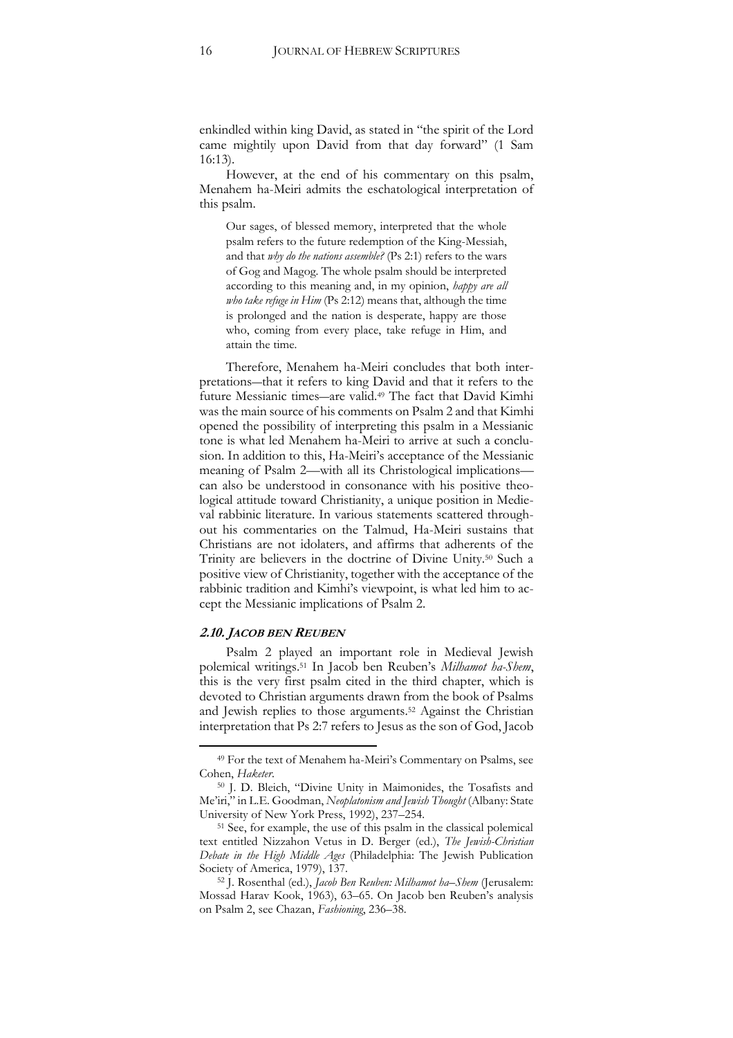enkindled within king David, as stated in "the spirit of the Lord came mightily upon David from that day forward" (1 Sam 16:13).

However, at the end of his commentary on this psalm, Menahem ha-Meiri admits the eschatological interpretation of this psalm.

> Our sages, of blessed memory, interpreted that the whole psalm refers to the future redemption of the King-Messiah, and that *why do the nations assemble?* (Ps 2:1) refers to the wars of Gog and Magog. The whole psalm should be interpreted according to this meaning and, in my opinion, *happy are all who take refuge in Him* (Ps 2:12) means that, although the time is prolonged and the nation is desperate, happy are those who, coming from every place, take refuge in Him, and attain the time.

Therefore, Menahem ha-Meiri concludes that both interpretations—that it refers to king David and that it refers to the future Messianic times—are valid.[49] The fact that David Kimhi was the main source of his comments on Psalm 2 and that Kimhi opened the possibility of interpreting this psalm in a Messianic tone is what led Menahem ha-Meiri to arrive at such a conclusion. In addition to this, Ha-Meiri's acceptance of the Messianic meaning of Psalm 2—with all its Christological implications—can also be understood in consonance with his positive theological attitude toward Christianity, a unique position in Medieval rabbinic literature. In various statements scattered throughout his commentaries on the Talmud, Ha-Meiri sustains that Christians are not idolaters, and affirms that adherents of the Trinity are believers in the doctrine of Divine Unity.[50] Such a positive view of Christianity, together with the acceptance of the rabbinic tradition and Kimhi's viewpoint, is what led him to accept the Messianic implications of Psalm 2.

### *2.10. JACOB BEN REUBEN*

Psalm 2 played an important role in Medieval Jewish polemical writings.[51] In Jacob ben Reuben's *Milhamot ha-Shem*, this is the very first psalm cited in the third chapter, which is devoted to Christian arguments drawn from the book of Psalms and Jewish replies to those arguments.[52] Against the Christian interpretation that Ps 2:7 refers to Jesus as the son of God, Jacob

---

[49] For the text of Menahem ha-Meiri's Commentary on Psalms, see Cohen, *Haketer*.

[50] J. D. Bleich, "Divine Unity in Maimonides, the Tosafists and Me'iri," in L.E. Goodman, *Neoplatonism and Jewish Thought* (Albany: State University of New York Press, 1992), 237–254.

[51] See, for example, the use of this psalm in the classical polemical text entitled Nizzahon Vetus in D. Berger (ed.), *The Jewish-Christian Debate in the High Middle Ages* (Philadelphia: The Jewish Publication Society of America, 1979), 137.

[52] J. Rosenthal (ed.), *Jacob Ben Reuben: Milhamot ha–Shem* (Jerusalem: Mossad Harav Kook, 1963), 63–65. On Jacob ben Reuben's analysis on Psalm 2, see Chazan, *Fashioning*, 236–38.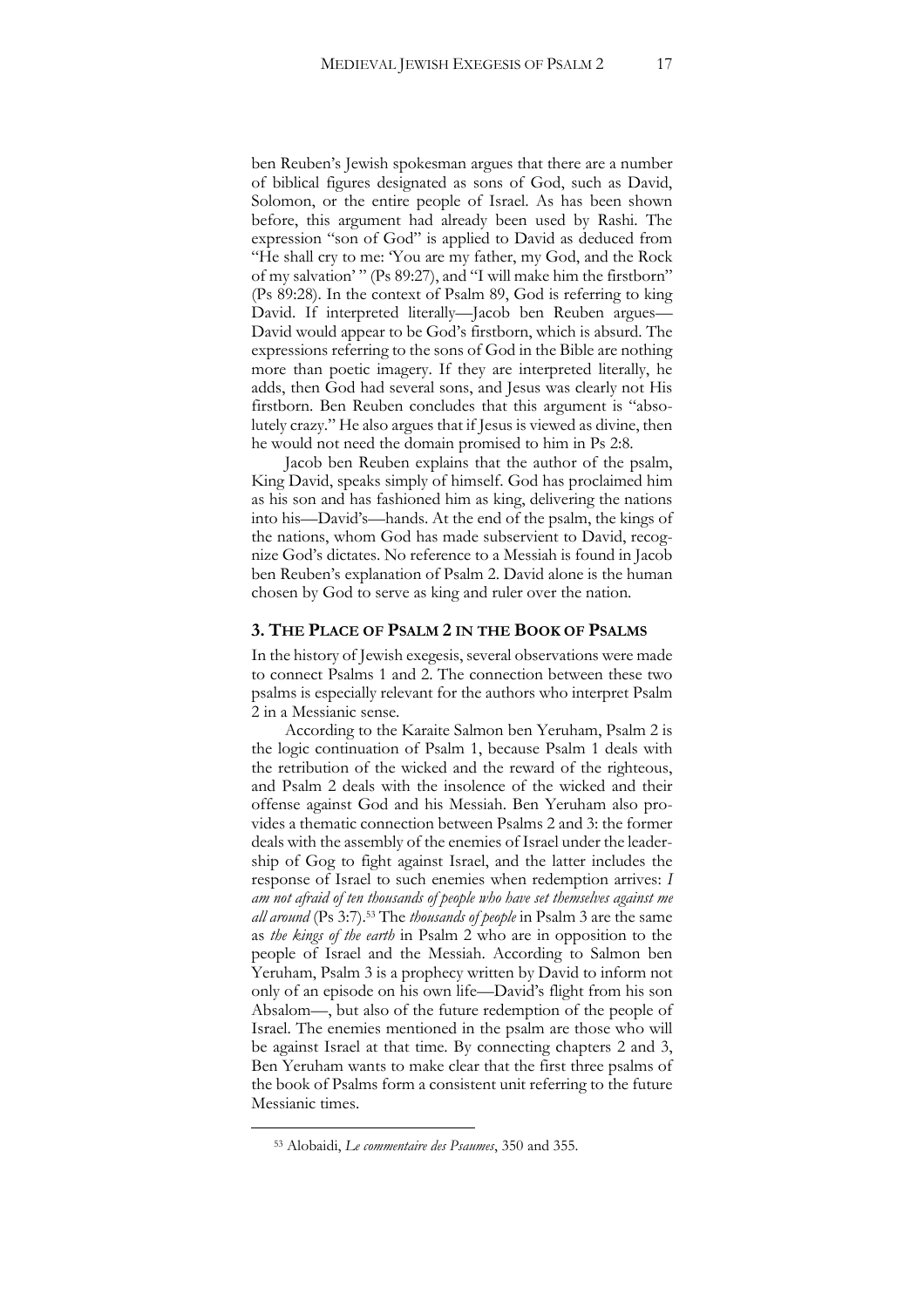ben Reuben's Jewish spokesman argues that there are a number of biblical figures designated as sons of God, such as David, Solomon, or the entire people of Israel. As has been shown before, this argument had already been used by Rashi. The expression "son of God" is applied to David as deduced from "He shall cry to me: 'You are my father, my God, and the Rock of my salvation' " (Ps 89:27), and "I will make him the firstborn" (Ps 89:28). In the context of Psalm 89, God is referring to king David. If interpreted literally—Jacob ben Reuben argues—David would appear to be God's firstborn, which is absurd. The expressions referring to the sons of God in the Bible are nothing more than poetic imagery. If they are interpreted literally, he adds, then God had several sons, and Jesus was clearly not His firstborn. Ben Reuben concludes that this argument is "absolutely crazy." He also argues that if Jesus is viewed as divine, then he would not need the domain promised to him in Ps 2:8.

Jacob ben Reuben explains that the author of the psalm, King David, speaks simply of himself. God has proclaimed him as his son and has fashioned him as king, delivering the nations into his—David's—hands. At the end of the psalm, the kings of the nations, whom God has made subservient to David, recognize God's dictates. No reference to a Messiah is found in Jacob ben Reuben's explanation of Psalm 2. David alone is the human chosen by God to serve as king and ruler over the nation.

## 3. The Place of Psalm 2 in the Book of Psalms

In the history of Jewish exegesis, several observations were made to connect Psalms 1 and 2. The connection between these two psalms is especially relevant for the authors who interpret Psalm 2 in a Messianic sense.

According to the Karaite Salmon ben Yeruham, Psalm 2 is the logic continuation of Psalm 1, because Psalm 1 deals with the retribution of the wicked and the reward of the righteous, and Psalm 2 deals with the insolence of the wicked and their offense against God and his Messiah. Ben Yeruham also provides a thematic connection between Psalms 2 and 3: the former deals with the assembly of the enemies of Israel under the leadership of Gog to fight against Israel, and the latter includes the response of Israel to such enemies when redemption arrives: *I am not afraid of ten thousands of people who have set themselves against me all around* (Ps 3:7).[53] The *thousands of people* in Psalm 3 are the same as *the kings of the earth* in Psalm 2 who are in opposition to the people of Israel and the Messiah. According to Salmon ben Yeruham, Psalm 3 is a prophecy written by David to inform not only of an episode on his own life—David's flight from his son Absalom—, but also of the future redemption of the people of Israel. The enemies mentioned in the psalm are those who will be against Israel at that time. By connecting chapters 2 and 3, Ben Yeruham wants to make clear that the first three psalms of the book of Psalms form a consistent unit referring to the future Messianic times.

[53] Alobaidi, *Le commentaire des Psaumes*, 350 and 355.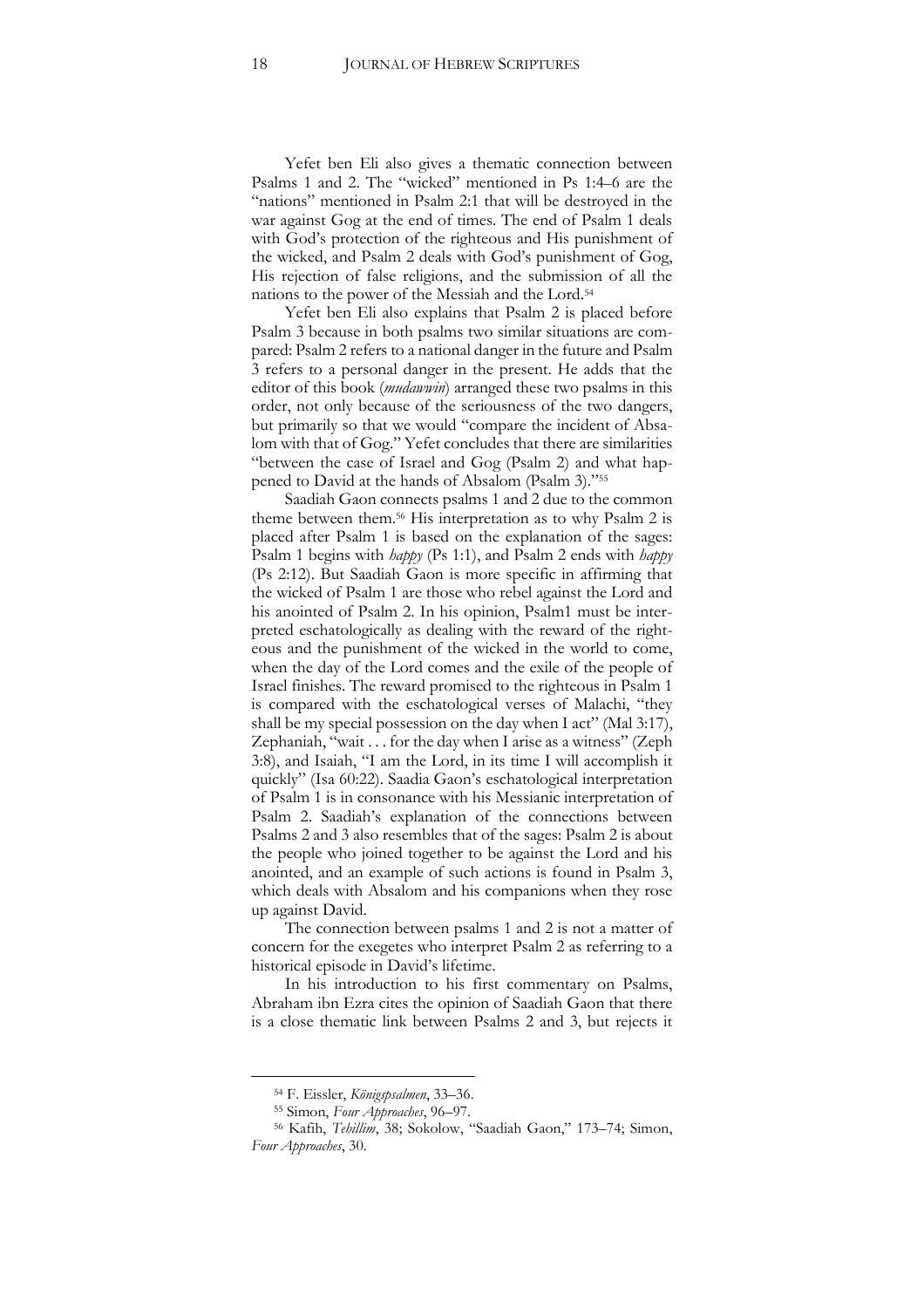Yefet ben Eli also gives a thematic connection between Psalms 1 and 2. The "wicked" mentioned in Ps 1:4–6 are the "nations" mentioned in Psalm 2:1 that will be destroyed in the war against Gog at the end of times. The end of Psalm 1 deals with God's protection of the righteous and His punishment of the wicked, and Psalm 2 deals with God's punishment of Gog, His rejection of false religions, and the submission of all the nations to the power of the Messiah and the Lord.[54]

Yefet ben Eli also explains that Psalm 2 is placed before Psalm 3 because in both psalms two similar situations are compared: Psalm 2 refers to a national danger in the future and Psalm 3 refers to a personal danger in the present. He adds that the editor of this book (*mudawwin*) arranged these two psalms in this order, not only because of the seriousness of the two dangers, but primarily so that we would "compare the incident of Absalom with that of Gog." Yefet concludes that there are similarities "between the case of Israel and Gog (Psalm 2) and what happened to David at the hands of Absalom (Psalm 3)."[55]

Saadiah Gaon connects psalms 1 and 2 due to the common theme between them.[56] His interpretation as to why Psalm 2 is placed after Psalm 1 is based on the explanation of the sages: Psalm 1 begins with *happy* (Ps 1:1), and Psalm 2 ends with *happy* (Ps 2:12). But Saadiah Gaon is more specific in affirming that the wicked of Psalm 1 are those who rebel against the Lord and his anointed of Psalm 2. In his opinion, Psalm1 must be interpreted eschatologically as dealing with the reward of the righteous and the punishment of the wicked in the world to come, when the day of the Lord comes and the exile of the people of Israel finishes. The reward promised to the righteous in Psalm 1 is compared with the eschatological verses of Malachi, "they shall be my special possession on the day when I act" (Mal 3:17), Zephaniah, "wait . . . for the day when I arise as a witness" (Zeph 3:8), and Isaiah, "I am the Lord, in its time I will accomplish it quickly" (Isa 60:22). Saadia Gaon's eschatological interpretation of Psalm 1 is in consonance with his Messianic interpretation of Psalm 2. Saadiah's explanation of the connections between Psalms 2 and 3 also resembles that of the sages: Psalm 2 is about the people who joined together to be against the Lord and his anointed, and an example of such actions is found in Psalm 3, which deals with Absalom and his companions when they rose up against David.

The connection between psalms 1 and 2 is not a matter of concern for the exegetes who interpret Psalm 2 as referring to a historical episode in David's lifetime.

In his introduction to his first commentary on Psalms, Abraham ibn Ezra cites the opinion of Saadiah Gaon that there is a close thematic link between Psalms 2 and 3, but rejects it

---

[54] F. Eissler, *Königspsalmen*, 33–36.

[55] Simon, *Four Approaches*, 96–97.

[56] Kafih, *Tehillim*, 38; Sokolow, "Saadiah Gaon," 173–74; Simon, *Four Approaches*, 30.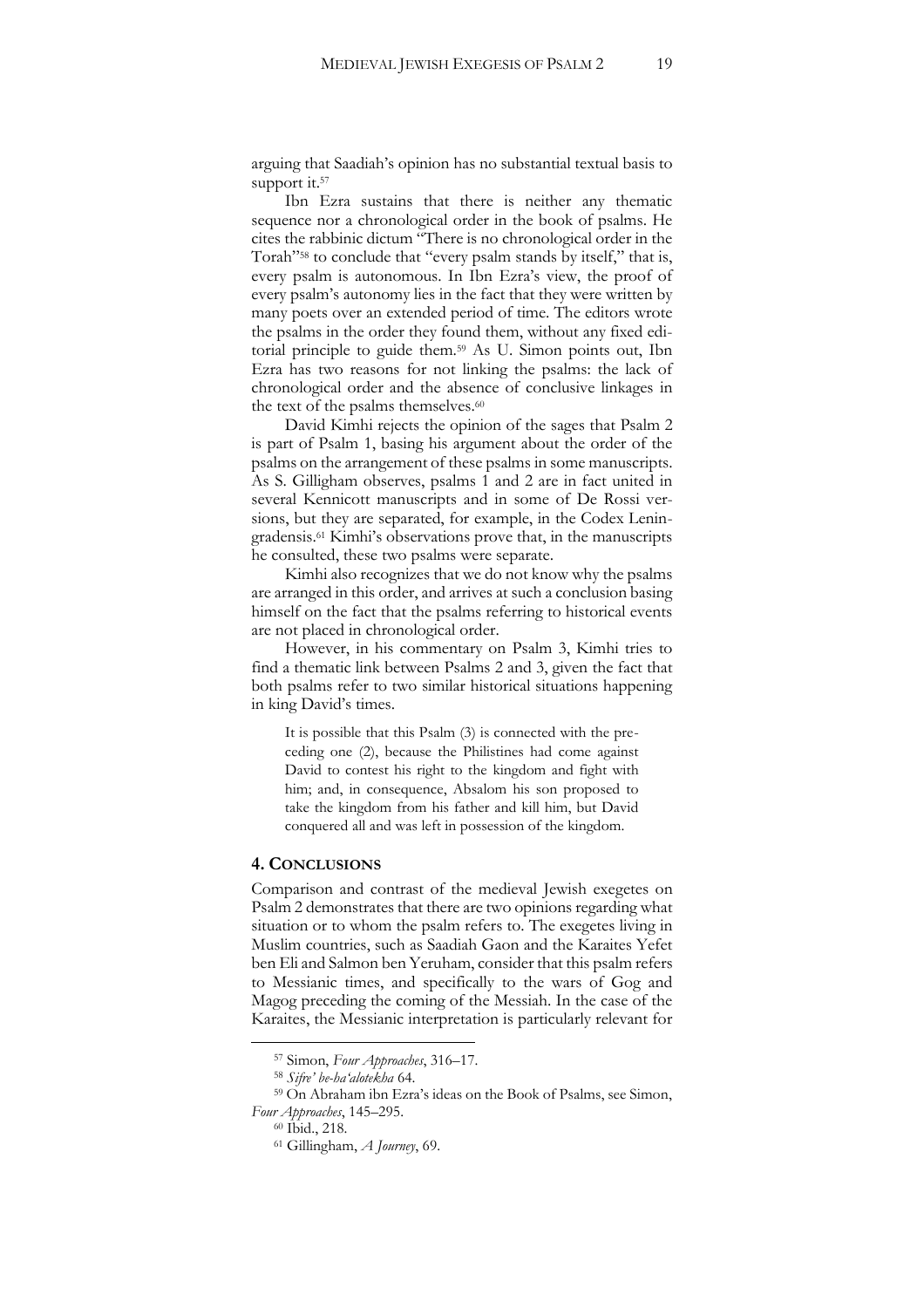arguing that Saadiah's opinion has no substantial textual basis to support it.[57]

Ibn Ezra sustains that there is neither any thematic sequence nor a chronological order in the book of psalms. He cites the rabbinic dictum "There is no chronological order in the Torah"[58] to conclude that "every psalm stands by itself," that is, every psalm is autonomous. In Ibn Ezra's view, the proof of every psalm's autonomy lies in the fact that they were written by many poets over an extended period of time. The editors wrote the psalms in the order they found them, without any fixed editorial principle to guide them.[59] As U. Simon points out, Ibn Ezra has two reasons for not linking the psalms: the lack of chronological order and the absence of conclusive linkages in the text of the psalms themselves.[60]

David Kimhi rejects the opinion of the sages that Psalm 2 is part of Psalm 1, basing his argument about the order of the psalms on the arrangement of these psalms in some manuscripts. As S. Gilligham observes, psalms 1 and 2 are in fact united in several Kennicott manuscripts and in some of De Rossi versions, but they are separated, for example, in the Codex Leningradensis.[61] Kimhi's observations prove that, in the manuscripts he consulted, these two psalms were separate.

Kimhi also recognizes that we do not know why the psalms are arranged in this order, and arrives at such a conclusion basing himself on the fact that the psalms referring to historical events are not placed in chronological order.

However, in his commentary on Psalm 3, Kimhi tries to find a thematic link between Psalms 2 and 3, given the fact that both psalms refer to two similar historical situations happening in king David's times.

> It is possible that this Psalm (3) is connected with the preceding one (2), because the Philistines had come against David to contest his right to the kingdom and fight with him; and, in consequence, Absalom his son proposed to take the kingdom from his father and kill him, but David conquered all and was left in possession of the kingdom.

## 4. Conclusions

Comparison and contrast of the medieval Jewish exegetes on Psalm 2 demonstrates that there are two opinions regarding what situation or to whom the psalm refers to. The exegetes living in Muslim countries, such as Saadiah Gaon and the Karaites Yefet ben Eli and Salmon ben Yeruham, consider that this psalm refers to Messianic times, and specifically to the wars of Gog and Magog preceding the coming of the Messiah. In the case of the Karaites, the Messianic interpretation is particularly relevant for

---

[57] Simon, *Four Approaches*, 316–17.

[58] *Sifre' be-ha'alotekha* 64.

[59] On Abraham ibn Ezra's ideas on the Book of Psalms, see Simon, *Four Approaches*, 145–295.

[60] Ibid., 218.

[61] Gillingham, *A Journey*, 69.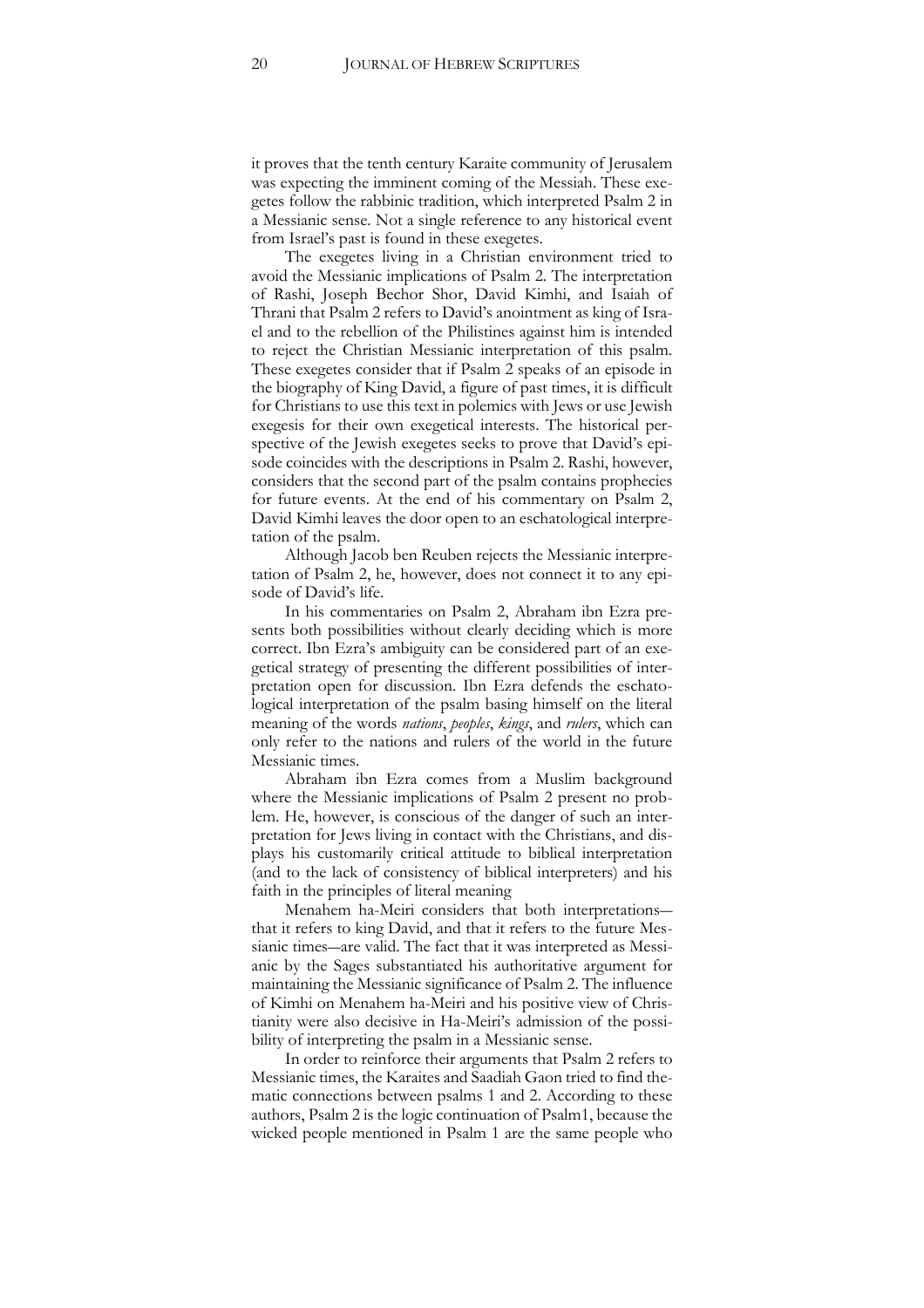it proves that the tenth century Karaite community of Jerusalem was expecting the imminent coming of the Messiah. These exegetes follow the rabbinic tradition, which interpreted Psalm 2 in a Messianic sense. Not a single reference to any historical event from Israel's past is found in these exegetes.

The exegetes living in a Christian environment tried to avoid the Messianic implications of Psalm 2. The interpretation of Rashi, Joseph Bechor Shor, David Kimhi, and Isaiah of Thrani that Psalm 2 refers to David's anointment as king of Israel and to the rebellion of the Philistines against him is intended to reject the Christian Messianic interpretation of this psalm. These exegetes consider that if Psalm 2 speaks of an episode in the biography of King David, a figure of past times, it is difficult for Christians to use this text in polemics with Jews or use Jewish exegesis for their own exegetical interests. The historical perspective of the Jewish exegetes seeks to prove that David's episode coincides with the descriptions in Psalm 2. Rashi, however, considers that the second part of the psalm contains prophecies for future events. At the end of his commentary on Psalm 2, David Kimhi leaves the door open to an eschatological interpretation of the psalm.

Although Jacob ben Reuben rejects the Messianic interpretation of Psalm 2, he, however, does not connect it to any episode of David's life.

In his commentaries on Psalm 2, Abraham ibn Ezra presents both possibilities without clearly deciding which is more correct. Ibn Ezra's ambiguity can be considered part of an exegetical strategy of presenting the different possibilities of interpretation open for discussion. Ibn Ezra defends the eschatological interpretation of the psalm basing himself on the literal meaning of the words *nations*, *peoples*, *kings*, and *rulers*, which can only refer to the nations and rulers of the world in the future Messianic times.

Abraham ibn Ezra comes from a Muslim background where the Messianic implications of Psalm 2 present no problem. He, however, is conscious of the danger of such an interpretation for Jews living in contact with the Christians, and displays his customarily critical attitude to biblical interpretation (and to the lack of consistency of biblical interpreters) and his faith in the principles of literal meaning

Menahem ha-Meiri considers that both interpretations—that it refers to king David, and that it refers to the future Messianic times—are valid. The fact that it was interpreted as Messianic by the Sages substantiated his authoritative argument for maintaining the Messianic significance of Psalm 2. The influence of Kimhi on Menahem ha-Meiri and his positive view of Christianity were also decisive in Ha-Meiri's admission of the possibility of interpreting the psalm in a Messianic sense.

In order to reinforce their arguments that Psalm 2 refers to Messianic times, the Karaites and Saadiah Gaon tried to find thematic connections between psalms 1 and 2. According to these authors, Psalm 2 is the logic continuation of Psalm1, because the wicked people mentioned in Psalm 1 are the same people who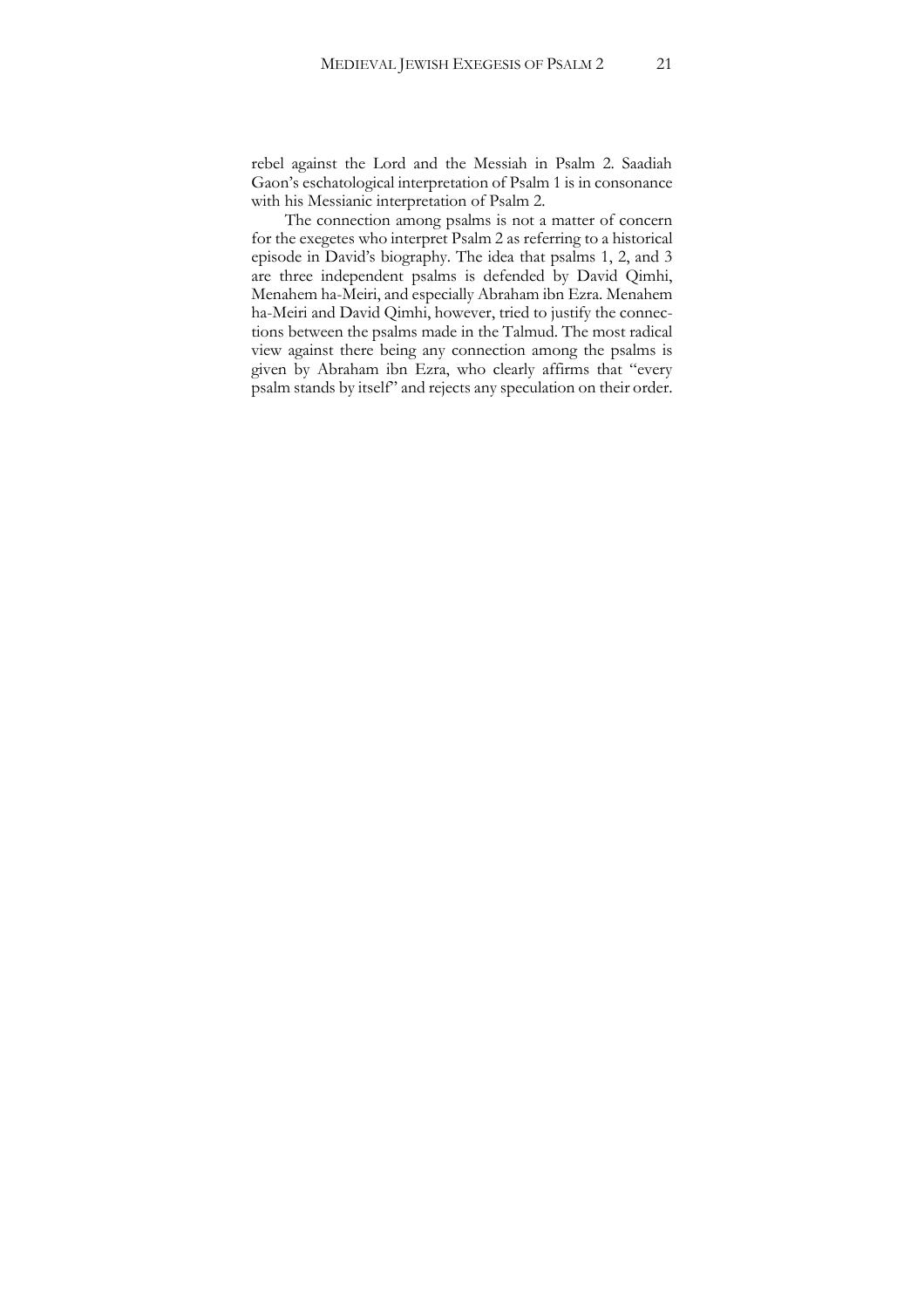rebel against the Lord and the Messiah in Psalm 2. Saadiah Gaon's eschatological interpretation of Psalm 1 is in consonance with his Messianic interpretation of Psalm 2.

The connection among psalms is not a matter of concern for the exegetes who interpret Psalm 2 as referring to a historical episode in David's biography. The idea that psalms 1, 2, and 3 are three independent psalms is defended by David Qimhi, Menahem ha-Meiri, and especially Abraham ibn Ezra. Menahem ha-Meiri and David Qimhi, however, tried to justify the connections between the psalms made in the Talmud. The most radical view against there being any connection among the psalms is given by Abraham ibn Ezra, who clearly affirms that "every psalm stands by itself" and rejects any speculation on their order.